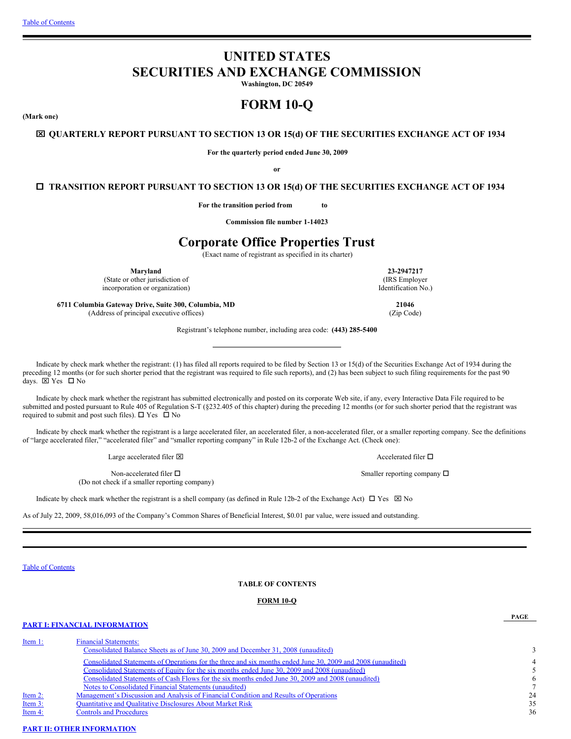[Table of Contents](#)

# UNITED STATES
# SECURITIES AND EXCHANGE COMMISSION

**Washington, DC 20549**

# FORM 10-Q

**(Mark one)**

**☒ QUARTERLY REPORT PURSUANT TO SECTION 13 OR 15(d) OF THE SECURITIES EXCHANGE ACT OF 1934**

**For the quarterly period ended June 30, 2009**

**or**

**☐ TRANSITION REPORT PURSUANT TO SECTION 13 OR 15(d) OF THE SECURITIES EXCHANGE ACT OF 1934**

**For the transition period from to**

**Commission file number 1-14023**

# Corporate Office Properties Trust

(Exact name of registrant as specified in its charter)

| | |
|---|---|
| **Maryland** | **23-2947217** |
| (State or other jurisdiction of incorporation or organization) | (IRS Employer Identification No.) |
| **6711 Columbia Gateway Drive, Suite 300, Columbia, MD** | **21046** |
| (Address of principal executive offices) | (Zip Code) |

Registrant's telephone number, including area code: **(443) 285-5400**

Indicate by check mark whether the registrant: (1) has filed all reports required to be filed by Section 13 or 15(d) of the Securities Exchange Act of 1934 during the preceding 12 months (or for such shorter period that the registrant was required to file such reports), and (2) has been subject to such filing requirements for the past 90 days. ☒ Yes ☐ No

Indicate by check mark whether the registrant has submitted electronically and posted on its corporate Web site, if any, every Interactive Data File required to be submitted and posted pursuant to Rule 405 of Regulation S-T (§232.405 of this chapter) during the preceding 12 months (or for such shorter period that the registrant was required to submit and post such files). ☐ Yes ☐ No

Indicate by check mark whether the registrant is a large accelerated filer, an accelerated filer, a non-accelerated filer, or a smaller reporting company. See the definitions of "large accelerated filer," "accelerated filer" and "smaller reporting company" in Rule 12b-2 of the Exchange Act. (Check one):

| | |
|---|---|
| Large accelerated filer ☒ | Accelerated filer ☐ |
| Non-accelerated filer ☐ (Do not check if a smaller reporting company) | Smaller reporting company ☐ |

Indicate by check mark whether the registrant is a shell company (as defined in Rule 12b-2 of the Exchange Act) ☐ Yes ☒ No

As of July 22, 2009, 58,016,093 of the Company's Common Shares of Beneficial Interest, $0.01 par value, were issued and outstanding.

---

[Table of Contents](#)

**TABLE OF CONTENTS**

**FORM 10-Q**

| | | PAGE |
|---|---|---|
| **PART I: FINANCIAL INFORMATION** | | |
| Item 1: | Financial Statements: | |
| | Consolidated Balance Sheets as of June 30, 2009 and December 31, 2008 (unaudited) | 3 |
| | Consolidated Statements of Operations for the three and six months ended June 30, 2009 and 2008 (unaudited) | 4 |
| | Consolidated Statements of Equity for the six months ended June 30, 2009 and 2008 (unaudited) | 5 |
| | Consolidated Statements of Cash Flows for the six months ended June 30, 2009 and 2008 (unaudited) | 6 |
| | Notes to Consolidated Financial Statements (unaudited) | 7 |
| Item 2: | Management's Discussion and Analysis of Financial Condition and Results of Operations | 24 |
| Item 3: | Quantitative and Qualitative Disclosures About Market Risk | 35 |
| Item 4: | Controls and Procedures | 36 |
| **PART II: OTHER INFORMATION** | | |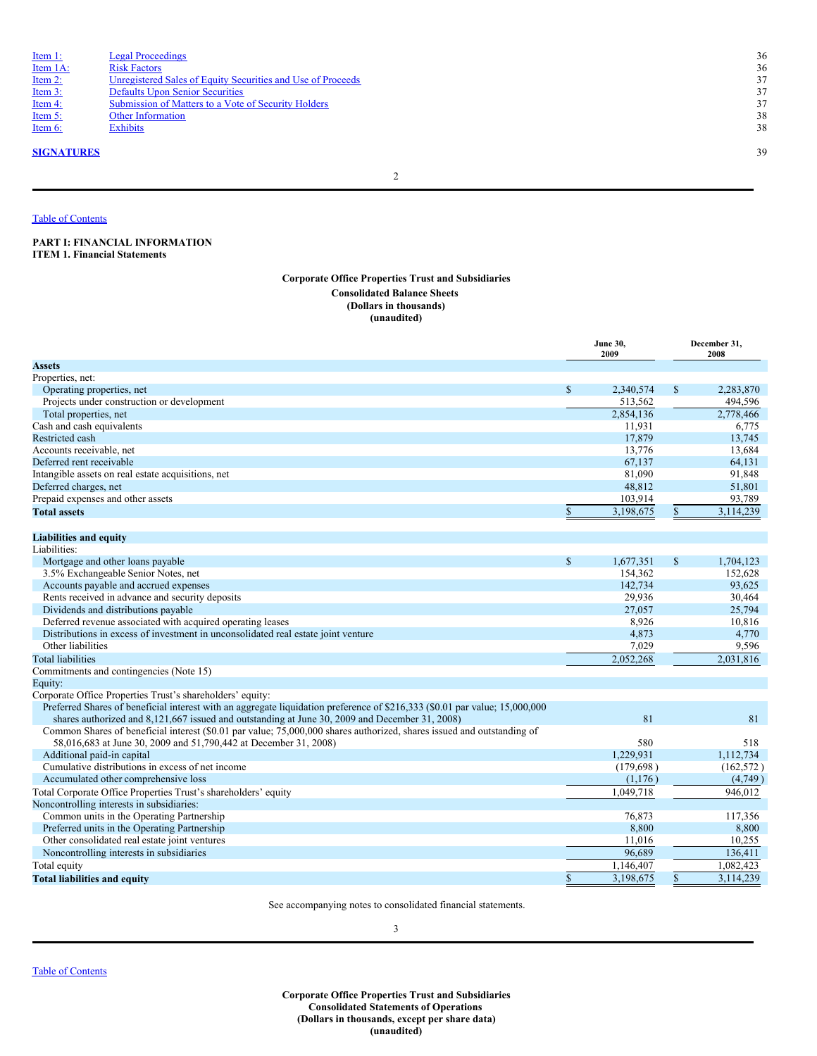| Item | Title | Page |
|---|---|---|
| Item 1: | Legal Proceedings | 36 |
| Item 1A: | Risk Factors | 36 |
| Item 2: | Unregistered Sales of Equity Securities and Use of Proceeds | 37 |
| Item 3: | Defaults Upon Senior Securities | 37 |
| Item 4: | Submission of Matters to a Vote of Security Holders | 37 |
| Item 5: | Other Information | 38 |
| Item 6: | Exhibits | 38 |

**SIGNATURES** 39

Table of Contents

**PART I: FINANCIAL INFORMATION**
**ITEM 1. Financial Statements**

**Corporate Office Properties Trust and Subsidiaries**
**Consolidated Balance Sheets**
**(Dollars in thousands)**
**(unaudited)**

| | June 30, 2009 | December 31, 2008 |
|---|---|---|
| **Assets** | | |
| Properties, net: | | |
| Operating properties, net | $ 2,340,574 | $ 2,283,870 |
| Projects under construction or development | 513,562 | 494,596 |
| Total properties, net | 2,854,136 | 2,778,466 |
| Cash and cash equivalents | 11,931 | 6,775 |
| Restricted cash | 17,879 | 13,745 |
| Accounts receivable, net | 13,776 | 13,684 |
| Deferred rent receivable | 67,137 | 64,131 |
| Intangible assets on real estate acquisitions, net | 81,090 | 91,848 |
| Deferred charges, net | 48,812 | 51,801 |
| Prepaid expenses and other assets | 103,914 | 93,789 |
| **Total assets** | $ 3,198,675 | $ 3,114,239 |
| | | |
| **Liabilities and equity** | | |
| Liabilities: | | |
| Mortgage and other loans payable | $ 1,677,351 | $ 1,704,123 |
| 3.5% Exchangeable Senior Notes, net | 154,362 | 152,628 |
| Accounts payable and accrued expenses | 142,734 | 93,625 |
| Rents received in advance and security deposits | 29,936 | 30,464 |
| Dividends and distributions payable | 27,057 | 25,794 |
| Deferred revenue associated with acquired operating leases | 8,926 | 10,816 |
| Distributions in excess of investment in unconsolidated real estate joint venture | 4,873 | 4,770 |
| Other liabilities | 7,029 | 9,596 |
| Total liabilities | 2,052,268 | 2,031,816 |
| Commitments and contingencies (Note 15) | | |
| Equity: | | |
| Corporate Office Properties Trust's shareholders' equity: | | |
| Preferred Shares of beneficial interest with an aggregate liquidation preference of $216,333 ($0.01 par value; 15,000,000 shares authorized and 8,121,667 issued and outstanding at June 30, 2009 and December 31, 2008) | 81 | 81 |
| Common Shares of beneficial interest ($0.01 par value; 75,000,000 shares authorized, shares issued and outstanding of 58,016,683 at June 30, 2009 and 51,790,442 at December 31, 2008) | 580 | 518 |
| Additional paid-in capital | 1,229,931 | 1,112,734 |
| Cumulative distributions in excess of net income | (179,698) | (162,572) |
| Accumulated other comprehensive loss | (1,176) | (4,749) |
| Total Corporate Office Properties Trust's shareholders' equity | 1,049,718 | 946,012 |
| Noncontrolling interests in subsidiaries: | | |
| Common units in the Operating Partnership | 76,873 | 117,356 |
| Preferred units in the Operating Partnership | 8,800 | 8,800 |
| Other consolidated real estate joint ventures | 11,016 | 10,255 |
| Noncontrolling interests in subsidiaries | 96,689 | 136,411 |
| Total equity | 1,146,407 | 1,082,423 |
| **Total liabilities and equity** | $ 3,198,675 | $ 3,114,239 |

See accompanying notes to consolidated financial statements.

Table of Contents

**Corporate Office Properties Trust and Subsidiaries**
**Consolidated Statements of Operations**
**(Dollars in thousands, except per share data)**
**(unaudited)**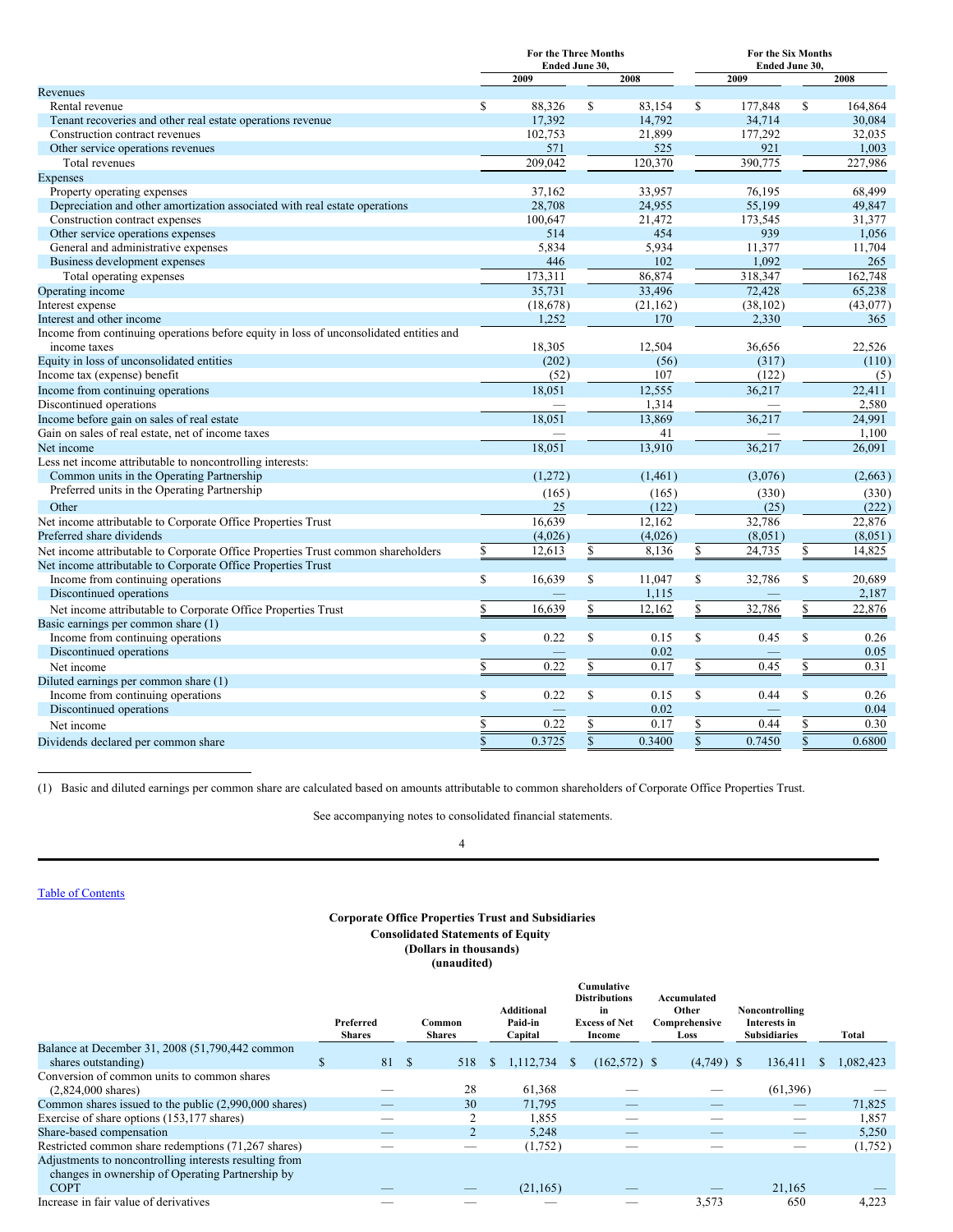| | For the Three Months Ended June 30, | | For the Six Months Ended June 30, | |
|---|---|---|---|---|
| | 2009 | 2008 | 2009 | 2008 |
| **Revenues** | | | | |
| Rental revenue | $ 88,326 | $ 83,154 | $ 177,848 | $ 164,864 |
| Tenant recoveries and other real estate operations revenue | 17,392 | 14,792 | 34,714 | 30,084 |
| Construction contract revenues | 102,753 | 21,899 | 177,292 | 32,035 |
| Other service operations revenues | 571 | 525 | 921 | 1,003 |
| Total revenues | 209,042 | 120,370 | 390,775 | 227,986 |
| **Expenses** | | | | |
| Property operating expenses | 37,162 | 33,957 | 76,195 | 68,499 |
| Depreciation and other amortization associated with real estate operations | 28,708 | 24,955 | 55,199 | 49,847 |
| Construction contract expenses | 100,647 | 21,472 | 173,545 | 31,377 |
| Other service operations expenses | 514 | 454 | 939 | 1,056 |
| General and administrative expenses | 5,834 | 5,934 | 11,377 | 11,704 |
| Business development expenses | 446 | 102 | 1,092 | 265 |
| Total operating expenses | 173,311 | 86,874 | 318,347 | 162,748 |
| Operating income | 35,731 | 33,496 | 72,428 | 65,238 |
| Interest expense | (18,678) | (21,162) | (38,102) | (43,077) |
| Interest and other income | 1,252 | 170 | 2,330 | 365 |
| Income from continuing operations before equity in loss of unconsolidated entities and income taxes | 18,305 | 12,504 | 36,656 | 22,526 |
| Equity in loss of unconsolidated entities | (202) | (56) | (317) | (110) |
| Income tax (expense) benefit | (52) | 107 | (122) | (5) |
| Income from continuing operations | 18,051 | 12,555 | 36,217 | 22,411 |
| Discontinued operations | — | 1,314 | — | 2,580 |
| Income before gain on sales of real estate | 18,051 | 13,869 | 36,217 | 24,991 |
| Gain on sales of real estate, net of income taxes | — | 41 | — | 1,100 |
| Net income | 18,051 | 13,910 | 36,217 | 26,091 |
| Less net income attributable to noncontrolling interests: | | | | |
| Common units in the Operating Partnership | (1,272) | (1,461) | (3,076) | (2,663) |
| Preferred units in the Operating Partnership | (165) | (165) | (330) | (330) |
| Other | 25 | (122) | (25) | (222) |
| Net income attributable to Corporate Office Properties Trust | 16,639 | 12,162 | 32,786 | 22,876 |
| Preferred share dividends | (4,026) | (4,026) | (8,051) | (8,051) |
| Net income attributable to Corporate Office Properties Trust common shareholders | $ 12,613 | $ 8,136 | $ 24,735 | $ 14,825 |
| Net income attributable to Corporate Office Properties Trust | | | | |
| Income from continuing operations | $ 16,639 | $ 11,047 | $ 32,786 | $ 20,689 |
| Discontinued operations | — | 1,115 | — | 2,187 |
| Net income attributable to Corporate Office Properties Trust | $ 16,639 | $ 12,162 | $ 32,786 | $ 22,876 |
| Basic earnings per common share (1) | | | | |
| Income from continuing operations | $ 0.22 | $ 0.15 | $ 0.45 | $ 0.26 |
| Discontinued operations | — | 0.02 | — | 0.05 |
| Net income | $ 0.22 | $ 0.17 | $ 0.45 | $ 0.31 |
| Diluted earnings per common share (1) | | | | |
| Income from continuing operations | $ 0.22 | $ 0.15 | $ 0.44 | $ 0.26 |
| Discontinued operations | — | 0.02 | — | 0.04 |
| Net income | $ 0.22 | $ 0.17 | $ 0.44 | $ 0.30 |
| Dividends declared per common share | $ 0.3725 | $ 0.3400 | $ 0.7450 | $ 0.6800 |

(1) Basic and diluted earnings per common share are calculated based on amounts attributable to common shareholders of Corporate Office Properties Trust.

See accompanying notes to consolidated financial statements.

Table of Contents

**Corporate Office Properties Trust and Subsidiaries**
**Consolidated Statements of Equity**
**(Dollars in thousands)**
**(unaudited)**

| | Preferred Shares | Common Shares | Additional Paid-in Capital | Cumulative Distributions in Excess of Net Income | Accumulated Other Comprehensive Loss | Noncontrolling Interests in Subsidiaries | Total |
|---|---|---|---|---|---|---|---|
| Balance at December 31, 2008 (51,790,442 common shares outstanding) | $ 81 | $ 518 | $ 1,112,734 | $ (162,572) | $ (4,749) | $ 136,411 | $ 1,082,423 |
| Conversion of common units to common shares (2,824,000 shares) | — | 28 | 61,368 | — | — | (61,396) | — |
| Common shares issued to the public (2,990,000 shares) | — | 30 | 71,795 | — | — | — | 71,825 |
| Exercise of share options (153,177 shares) | — | 2 | 1,855 | — | — | — | 1,857 |
| Share-based compensation | — | 2 | 5,248 | — | — | — | 5,250 |
| Restricted common share redemptions (71,267 shares) | — | — | (1,752) | — | — | — | (1,752) |
| Adjustments to noncontrolling interests resulting from changes in ownership of Operating Partnership by COPT | — | — | (21,165) | — | — | 21,165 | — |
| Increase in fair value of derivatives | — | — | — | — | 3,573 | 650 | 4,223 |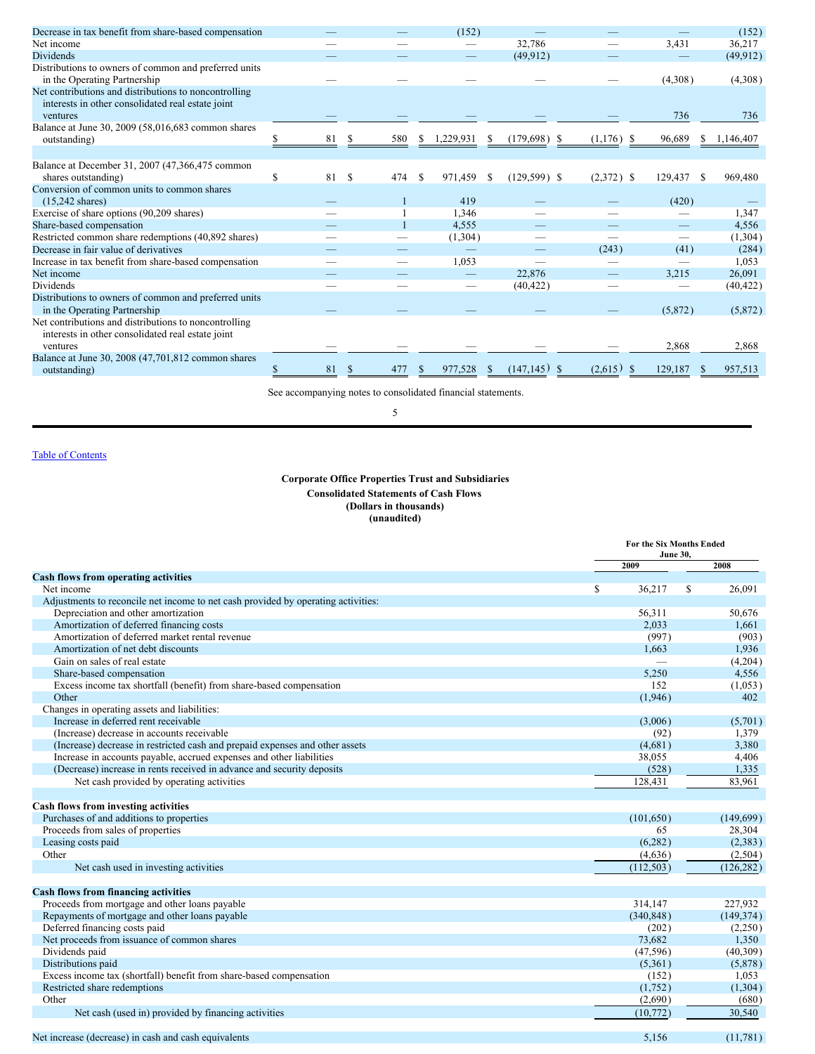| | | | | | | | |
|---|---|---|---|---|---|---|---|
| Decrease in tax benefit from share-based compensation | — | — | (152) | — | — | — | (152) |
| Net income | — | — | — | 32,786 | — | 3,431 | 36,217 |
| Dividends | — | — | — | (49,912) | — | — | (49,912) |
| Distributions to owners of common and preferred units in the Operating Partnership | — | — | — | — | — | (4,308) | (4,308) |
| Net contributions and distributions to noncontrolling interests in other consolidated real estate joint ventures | — | — | — | — | — | 736 | 736 |
| Balance at June 30, 2009 (58,016,683 common shares outstanding) | $ 81 | $ 580 | $ 1,229,931 | $ (179,698) | $ (1,176) | $ 96,689 | $ 1,146,407 |
| | | | | | | | |
| Balance at December 31, 2007 (47,366,475 common shares outstanding) | $ 81 | $ 474 | $ 971,459 | $ (129,599) | $ (2,372) | $ 129,437 | $ 969,480 |
| Conversion of common units to common shares (15,242 shares) | — | 1 | 419 | — | — | (420) | — |
| Exercise of share options (90,209 shares) | — | 1 | 1,346 | — | — | — | 1,347 |
| Share-based compensation | — | 1 | 4,555 | — | — | — | 4,556 |
| Restricted common share redemptions (40,892 shares) | — | — | (1,304) | — | — | — | (1,304) |
| Decrease in fair value of derivatives | — | — | — | — | (243) | (41) | (284) |
| Increase in tax benefit from share-based compensation | — | — | 1,053 | — | — | — | 1,053 |
| Net income | — | — | — | 22,876 | — | 3,215 | 26,091 |
| Dividends | — | — | — | (40,422) | — | — | (40,422) |
| Distributions to owners of common and preferred units in the Operating Partnership | — | — | — | — | — | (5,872) | (5,872) |
| Net contributions and distributions to noncontrolling interests in other consolidated real estate joint ventures | — | — | — | — | — | 2,868 | 2,868 |
| Balance at June 30, 2008 (47,701,812 common shares outstanding) | $ 81 | $ 477 | $ 977,528 | $ (147,145) | $ (2,615) | $ 129,187 | $ 957,513 |

See accompanying notes to consolidated financial statements.

[Table of Contents](#)

**Corporate Office Properties Trust and Subsidiaries**
**Consolidated Statements of Cash Flows**
**(Dollars in thousands)**
**(unaudited)**

| | For the Six Months Ended June 30, | |
|---|---|---|
| | 2009 | 2008 |
| **Cash flows from operating activities** | | |
| Net income | $ 36,217 | $ 26,091 |
| Adjustments to reconcile net income to net cash provided by operating activities: | | |
| Depreciation and other amortization | 56,311 | 50,676 |
| Amortization of deferred financing costs | 2,033 | 1,661 |
| Amortization of deferred market rental revenue | (997) | (903) |
| Amortization of net debt discounts | 1,663 | 1,936 |
| Gain on sales of real estate | — | (4,204) |
| Share-based compensation | 5,250 | 4,556 |
| Excess income tax shortfall (benefit) from share-based compensation | 152 | (1,053) |
| Other | (1,946) | 402 |
| Changes in operating assets and liabilities: | | |
| Increase in deferred rent receivable | (3,006) | (5,701) |
| (Increase) decrease in accounts receivable | (92) | 1,379 |
| (Increase) decrease in restricted cash and prepaid expenses and other assets | (4,681) | 3,380 |
| Increase in accounts payable, accrued expenses and other liabilities | 38,055 | 4,406 |
| (Decrease) increase in rents received in advance and security deposits | (528) | 1,335 |
| Net cash provided by operating activities | 128,431 | 83,961 |
| | | |
| **Cash flows from investing activities** | | |
| Purchases of and additions to properties | (101,650) | (149,699) |
| Proceeds from sales of properties | 65 | 28,304 |
| Leasing costs paid | (6,282) | (2,383) |
| Other | (4,636) | (2,504) |
| Net cash used in investing activities | (112,503) | (126,282) |
| | | |
| **Cash flows from financing activities** | | |
| Proceeds from mortgage and other loans payable | 314,147 | 227,932 |
| Repayments of mortgage and other loans payable | (340,848) | (149,374) |
| Deferred financing costs paid | (202) | (2,250) |
| Net proceeds from issuance of common shares | 73,682 | 1,350 |
| Dividends paid | (47,596) | (40,309) |
| Distributions paid | (5,361) | (5,878) |
| Excess income tax (shortfall) benefit from share-based compensation | (152) | 1,053 |
| Restricted share redemptions | (1,752) | (1,304) |
| Other | (2,690) | (680) |
| Net cash (used in) provided by financing activities | (10,772) | 30,540 |
| | | |
| Net increase (decrease) in cash and cash equivalents | 5,156 | (11,781) |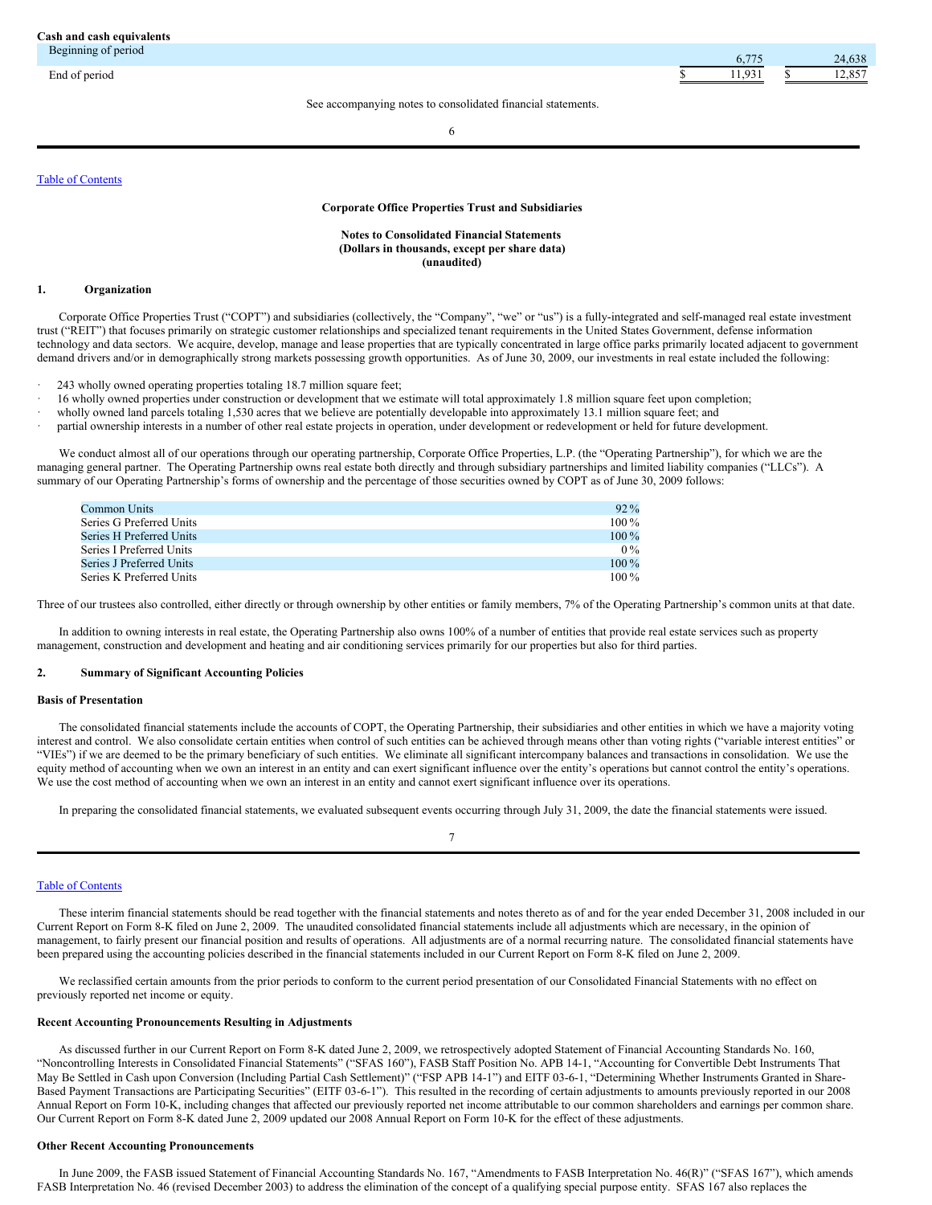**Cash and cash equivalents**

| | | |
|---|---|---|
| Beginning of period | 6,775 | 24,638 |
| End of period | $ 11,931 | $ 12,857 |

See accompanying notes to consolidated financial statements.

**Corporate Office Properties Trust and Subsidiaries**

**Notes to Consolidated Financial Statements**
**(Dollars in thousands, except per share data)**
**(unaudited)**

## 1. Organization

Corporate Office Properties Trust ("COPT") and subsidiaries (collectively, the "Company", "we" or "us") is a fully-integrated and self-managed real estate investment trust ("REIT") that focuses primarily on strategic customer relationships and specialized tenant requirements in the United States Government, defense information technology and data sectors. We acquire, develop, manage and lease properties that are typically concentrated in large office parks primarily located adjacent to government demand drivers and/or in demographically strong markets possessing growth opportunities. As of June 30, 2009, our investments in real estate included the following:

- 243 wholly owned operating properties totaling 18.7 million square feet;
- 16 wholly owned properties under construction or development that we estimate will total approximately 1.8 million square feet upon completion;
- wholly owned land parcels totaling 1,530 acres that we believe are potentially developable into approximately 13.1 million square feet; and
- partial ownership interests in a number of other real estate projects in operation, under development or redevelopment or held for future development.

We conduct almost all of our operations through our operating partnership, Corporate Office Properties, L.P. (the "Operating Partnership"), for which we are the managing general partner. The Operating Partnership owns real estate both directly and through subsidiary partnerships and limited liability companies ("LLCs"). A summary of our Operating Partnership's forms of ownership and the percentage of those securities owned by COPT as of June 30, 2009 follows:

| | |
|---|---|
| Common Units | 92 % |
| Series G Preferred Units | 100 % |
| Series H Preferred Units | 100 % |
| Series I Preferred Units | 0 % |
| Series J Preferred Units | 100 % |
| Series K Preferred Units | 100 % |

Three of our trustees also controlled, either directly or through ownership by other entities or family members, 7% of the Operating Partnership's common units at that date.

In addition to owning interests in real estate, the Operating Partnership also owns 100% of a number of entities that provide real estate services such as property management, construction and development and heating and air conditioning services primarily for our properties but also for third parties.

## 2. Summary of Significant Accounting Policies

**Basis of Presentation**

The consolidated financial statements include the accounts of COPT, the Operating Partnership, their subsidiaries and other entities in which we have a majority voting interest and control. We also consolidate certain entities when control of such entities can be achieved through means other than voting rights ("variable interest entities" or "VIEs") if we are deemed to be the primary beneficiary of such entities. We eliminate all significant intercompany balances and transactions in consolidation. We use the equity method of accounting when we own an interest in an entity and can exert significant influence over the entity's operations but cannot control the entity's operations. We use the cost method of accounting when we own an interest in an entity and cannot exert significant influence over its operations.

In preparing the consolidated financial statements, we evaluated subsequent events occurring through July 31, 2009, the date the financial statements were issued.

These interim financial statements should be read together with the financial statements and notes thereto as of and for the year ended December 31, 2008 included in our Current Report on Form 8-K filed on June 2, 2009. The unaudited consolidated financial statements include all adjustments which are necessary, in the opinion of management, to fairly present our financial position and results of operations. All adjustments are of a normal recurring nature. The consolidated financial statements have been prepared using the accounting policies described in the financial statements included in our Current Report on Form 8-K filed on June 2, 2009.

We reclassified certain amounts from the prior periods to conform to the current period presentation of our Consolidated Financial Statements with no effect on previously reported net income or equity.

**Recent Accounting Pronouncements Resulting in Adjustments**

As discussed further in our Current Report on Form 8-K dated June 2, 2009, we retrospectively adopted Statement of Financial Accounting Standards No. 160, "Noncontrolling Interests in Consolidated Financial Statements" ("SFAS 160"), FASB Staff Position No. APB 14-1, "Accounting for Convertible Debt Instruments That May Be Settled in Cash upon Conversion (Including Partial Cash Settlement)" ("FSP APB 14-1") and EITF 03-6-1, "Determining Whether Instruments Granted in Share-Based Payment Transactions are Participating Securities" (EITF 03-6-1"). This resulted in the recording of certain adjustments to amounts previously reported in our 2008 Annual Report on Form 10-K, including changes that affected our previously reported net income attributable to our common shareholders and earnings per common share. Our Current Report on Form 8-K dated June 2, 2009 updated our 2008 Annual Report on Form 10-K for the effect of these adjustments.

**Other Recent Accounting Pronouncements**

In June 2009, the FASB issued Statement of Financial Accounting Standards No. 167, "Amendments to FASB Interpretation No. 46(R)" ("SFAS 167"), which amends FASB Interpretation No. 46 (revised December 2003) to address the elimination of the concept of a qualifying special purpose entity. SFAS 167 also replaces the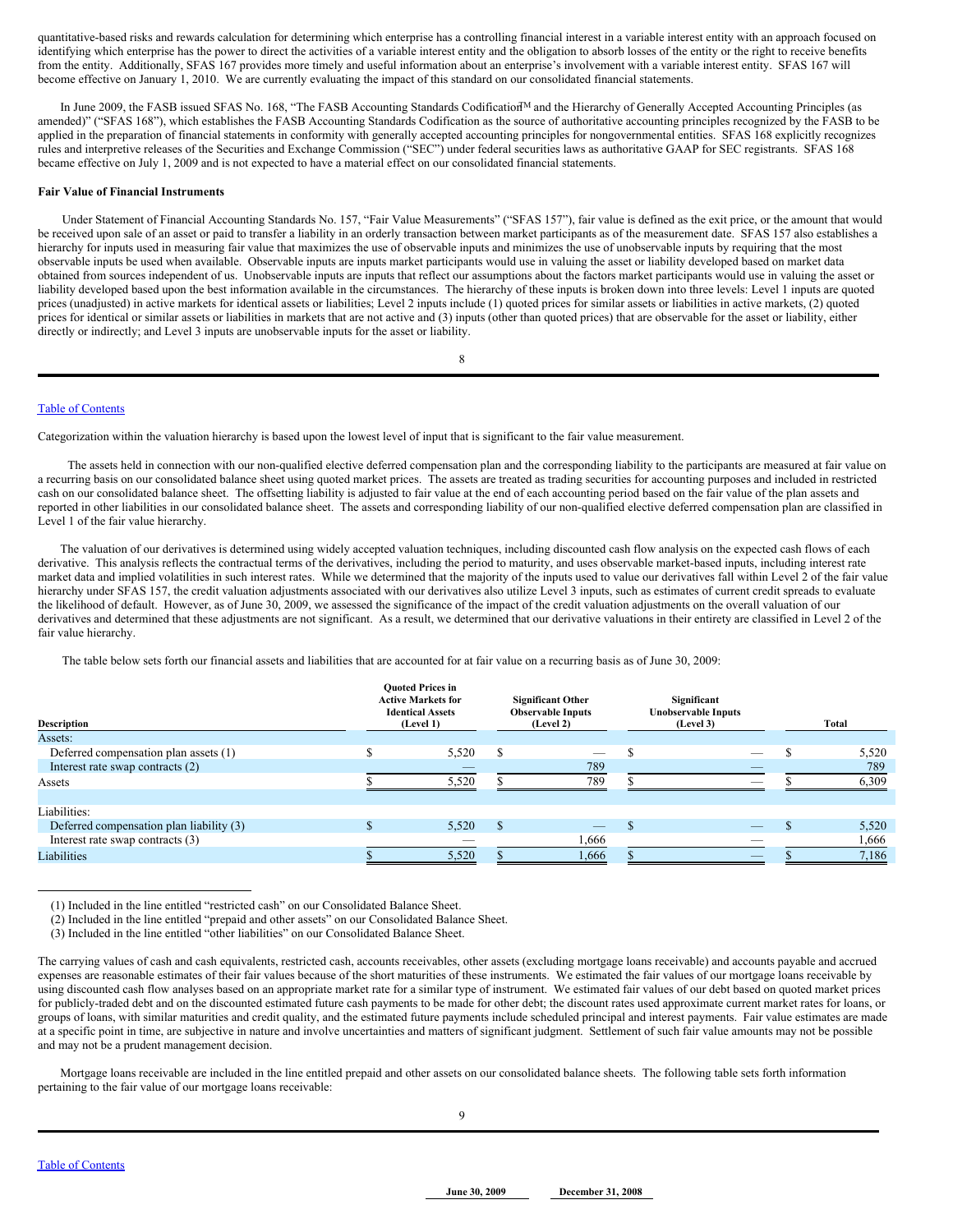quantitative-based risks and rewards calculation for determining which enterprise has a controlling financial interest in a variable interest entity with an approach focused on identifying which enterprise has the power to direct the activities of a variable interest entity and the obligation to absorb losses of the entity or the right to receive benefits from the entity. Additionally, SFAS 167 provides more timely and useful information about an enterprise's involvement with a variable interest entity. SFAS 167 will become effective on January 1, 2010. We are currently evaluating the impact of this standard on our consolidated financial statements.

In June 2009, the FASB issued SFAS No. 168, "The FASB Accounting Standards Codification™ and the Hierarchy of Generally Accepted Accounting Principles (as amended)" ("SFAS 168"), which establishes the FASB Accounting Standards Codification as the source of authoritative accounting principles recognized by the FASB to be applied in the preparation of financial statements in conformity with generally accepted accounting principles for nongovernmental entities. SFAS 168 explicitly recognizes rules and interpretive releases of the Securities and Exchange Commission ("SEC") under federal securities laws as authoritative GAAP for SEC registrants. SFAS 168 became effective on July 1, 2009 and is not expected to have a material effect on our consolidated financial statements.

**Fair Value of Financial Instruments**

Under Statement of Financial Accounting Standards No. 157, "Fair Value Measurements" ("SFAS 157"), fair value is defined as the exit price, or the amount that would be received upon sale of an asset or paid to transfer a liability in an orderly transaction between market participants as of the measurement date. SFAS 157 also establishes a hierarchy for inputs used in measuring fair value that maximizes the use of observable inputs and minimizes the use of unobservable inputs by requiring that the most observable inputs be used when available. Observable inputs are inputs market participants would use in valuing the asset or liability developed based on market data obtained from sources independent of us. Unobservable inputs are inputs that reflect our assumptions about the factors market participants would use in valuing the asset or liability developed based upon the best information available in the circumstances. The hierarchy of these inputs is broken down into three levels: Level 1 inputs are quoted prices (unadjusted) in active markets for identical assets or liabilities; Level 2 inputs include (1) quoted prices for similar assets or liabilities in active markets, (2) quoted prices for identical or similar assets or liabilities in markets that are not active and (3) inputs (other than quoted prices) that are observable for the asset or liability, either directly or indirectly; and Level 3 inputs are unobservable inputs for the asset or liability.

Categorization within the valuation hierarchy is based upon the lowest level of input that is significant to the fair value measurement.

The assets held in connection with our non-qualified elective deferred compensation plan and the corresponding liability to the participants are measured at fair value on a recurring basis on our consolidated balance sheet using quoted market prices. The assets are treated as trading securities for accounting purposes and included in restricted cash on our consolidated balance sheet. The offsetting liability is adjusted to fair value at the end of each accounting period based on the fair value of the plan assets and reported in other liabilities in our consolidated balance sheet. The assets and corresponding liability of our non-qualified elective deferred compensation plan are classified in Level 1 of the fair value hierarchy.

The valuation of our derivatives is determined using widely accepted valuation techniques, including discounted cash flow analysis on the expected cash flows of each derivative. This analysis reflects the contractual terms of the derivatives, including the period to maturity, and uses observable market-based inputs, including interest rate market data and implied volatilities in such interest rates. While we determined that the majority of the inputs used to value our derivatives fall within Level 2 of the fair value hierarchy under SFAS 157, the credit valuation adjustments associated with our derivatives also utilize Level 3 inputs, such as estimates of current credit spreads to evaluate the likelihood of default. However, as of June 30, 2009, we assessed the significance of the impact of the credit valuation adjustments on the overall valuation of our derivatives and determined that these adjustments are not significant. As a result, we determined that our derivative valuations in their entirety are classified in Level 2 of the fair value hierarchy.

The table below sets forth our financial assets and liabilities that are accounted for at fair value on a recurring basis as of June 30, 2009:

| Description | Quoted Prices in Active Markets for Identical Assets (Level 1) | Significant Other Observable Inputs (Level 2) | Significant Unobservable Inputs (Level 3) | Total |
|---|---|---|---|---|
| Assets: | | | | |
| Deferred compensation plan assets (1) | $ 5,520 | $ — | $ — | $ 5,520 |
| Interest rate swap contracts (2) | — | 789 | — | 789 |
| Assets | $ 5,520 | $ 789 | $ — | $ 6,309 |
| Liabilities: | | | | |
| Deferred compensation plan liability (3) | $ 5,520 | $ — | $ — | $ 5,520 |
| Interest rate swap contracts (3) | — | 1,666 | — | 1,666 |
| Liabilities | $ 5,520 | $ 1,666 | $ — | $ 7,186 |

(1) Included in the line entitled "restricted cash" on our Consolidated Balance Sheet.

(2) Included in the line entitled "prepaid and other assets" on our Consolidated Balance Sheet.

(3) Included in the line entitled "other liabilities" on our Consolidated Balance Sheet.

The carrying values of cash and cash equivalents, restricted cash, accounts receivables, other assets (excluding mortgage loans receivable) and accounts payable and accrued expenses are reasonable estimates of their fair values because of the short maturities of these instruments. We estimated the fair values of our mortgage loans receivable by using discounted cash flow analyses based on an appropriate market rate for a similar type of instrument. We estimated fair values of our debt based on quoted market prices for publicly-traded debt and on the discounted estimated future cash payments to be made for other debt; the discount rates used approximate current market rates for loans, or groups of loans, with similar maturities and credit quality, and the estimated future payments include scheduled principal and interest payments. Fair value estimates are made at a specific point in time, are subjective in nature and involve uncertainties and matters of significant judgment. Settlement of such fair value amounts may not be possible and may not be a prudent management decision.

Mortgage loans receivable are included in the line entitled prepaid and other assets on our consolidated balance sheets. The following table sets forth information pertaining to the fair value of our mortgage loans receivable:

| June 30, 2009 | December 31, 2008 |
|---|---|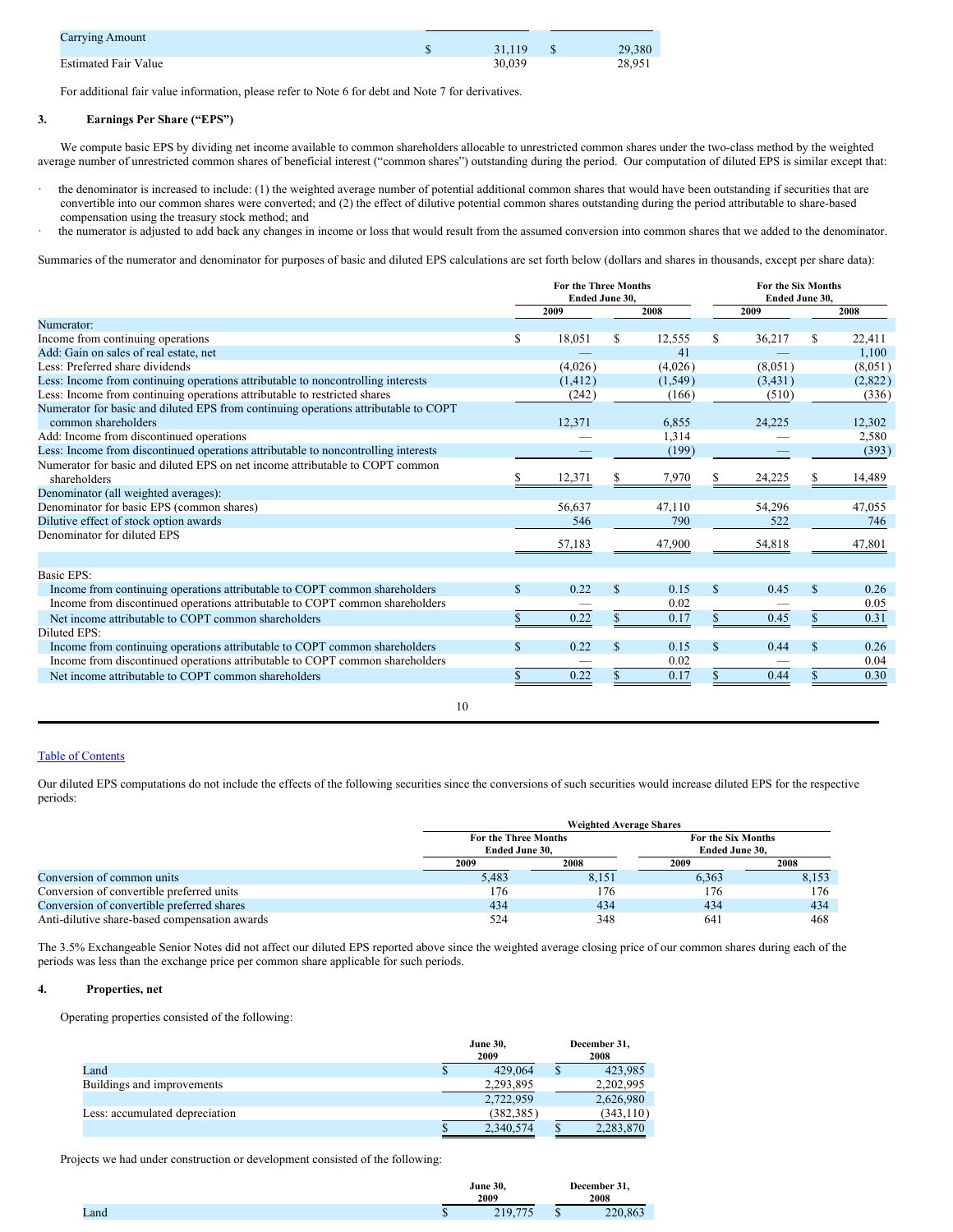| | | |
|---|---|---|
| Carrying Amount | $ 31,119 | $ 29,380 |
| Estimated Fair Value | 30,039 | 28,951 |

For additional fair value information, please refer to Note 6 for debt and Note 7 for derivatives.

## 3. Earnings Per Share ("EPS")

We compute basic EPS by dividing net income available to common shareholders allocable to unrestricted common shares under the two-class method by the weighted average number of unrestricted common shares of beneficial interest ("common shares") outstanding during the period. Our computation of diluted EPS is similar except that:

- the denominator is increased to include: (1) the weighted average number of potential additional common shares that would have been outstanding if securities that are convertible into our common shares were converted; and (2) the effect of dilutive potential common shares outstanding during the period attributable to share-based compensation using the treasury stock method; and
- the numerator is adjusted to add back any changes in income or loss that would result from the assumed conversion into common shares that we added to the denominator.

Summaries of the numerator and denominator for purposes of basic and diluted EPS calculations are set forth below (dollars and shares in thousands, except per share data):

| | For the Three Months Ended June 30, | | For the Six Months Ended June 30, | |
|---|---|---|---|---|
| | 2009 | 2008 | 2009 | 2008 |
| Numerator: | | | | |
| Income from continuing operations | $ 18,051 | $ 12,555 | $ 36,217 | $ 22,411 |
| Add: Gain on sales of real estate, net | — | 41 | — | 1,100 |
| Less: Preferred share dividends | (4,026) | (4,026) | (8,051) | (8,051) |
| Less: Income from continuing operations attributable to noncontrolling interests | (1,412) | (1,549) | (3,431) | (2,822) |
| Less: Income from continuing operations attributable to restricted shares | (242) | (166) | (510) | (336) |
| Numerator for basic and diluted EPS from continuing operations attributable to COPT common shareholders | 12,371 | 6,855 | 24,225 | 12,302 |
| Add: Income from discontinued operations | — | 1,314 | — | 2,580 |
| Less: Income from discontinued operations attributable to noncontrolling interests | — | (199) | — | (393) |
| Numerator for basic and diluted EPS on net income attributable to COPT common shareholders | $ 12,371 | $ 7,970 | $ 24,225 | $ 14,489 |
| Denominator (all weighted averages): | | | | |
| Denominator for basic EPS (common shares) | 56,637 | 47,110 | 54,296 | 47,055 |
| Dilutive effect of stock option awards | 546 | 790 | 522 | 746 |
| Denominator for diluted EPS | 57,183 | 47,900 | 54,818 | 47,801 |
| | | | | |
| Basic EPS: | | | | |
| Income from continuing operations attributable to COPT common shareholders | $ 0.22 | $ 0.15 | $ 0.45 | $ 0.26 |
| Income from discontinued operations attributable to COPT common shareholders | — | 0.02 | — | 0.05 |
| Net income attributable to COPT common shareholders | $ 0.22 | $ 0.17 | $ 0.45 | $ 0.31 |
| Diluted EPS: | | | | |
| Income from continuing operations attributable to COPT common shareholders | $ 0.22 | $ 0.15 | $ 0.44 | $ 0.26 |
| Income from discontinued operations attributable to COPT common shareholders | — | 0.02 | — | 0.04 |
| Net income attributable to COPT common shareholders | $ 0.22 | $ 0.17 | $ 0.44 | $ 0.30 |

Our diluted EPS computations do not include the effects of the following securities since the conversions of such securities would increase diluted EPS for the respective periods:

| | Weighted Average Shares | | | |
|---|---|---|---|---|
| | For the Three Months Ended June 30, | | For the Six Months Ended June 30, | |
| | 2009 | 2008 | 2009 | 2008 |
| Conversion of common units | 5,483 | 8,151 | 6,363 | 8,153 |
| Conversion of convertible preferred units | 176 | 176 | 176 | 176 |
| Conversion of convertible preferred shares | 434 | 434 | 434 | 434 |
| Anti-dilutive share-based compensation awards | 524 | 348 | 641 | 468 |

The 3.5% Exchangeable Senior Notes did not affect our diluted EPS reported above since the weighted average closing price of our common shares during each of the periods was less than the exchange price per common share applicable for such periods.

## 4. Properties, net

Operating properties consisted of the following:

| | June 30, 2009 | December 31, 2008 |
|---|---|---|
| Land | $ 429,064 | $ 423,985 |
| Buildings and improvements | 2,293,895 | 2,202,995 |
| | 2,722,959 | 2,626,980 |
| Less: accumulated depreciation | (382,385) | (343,110) |
| | $ 2,340,574 | $ 2,283,870 |

Projects we had under construction or development consisted of the following:

| | June 30, 2009 | December 31, 2008 |
|---|---|---|
| Land | $ 219,775 | $ 220,863 |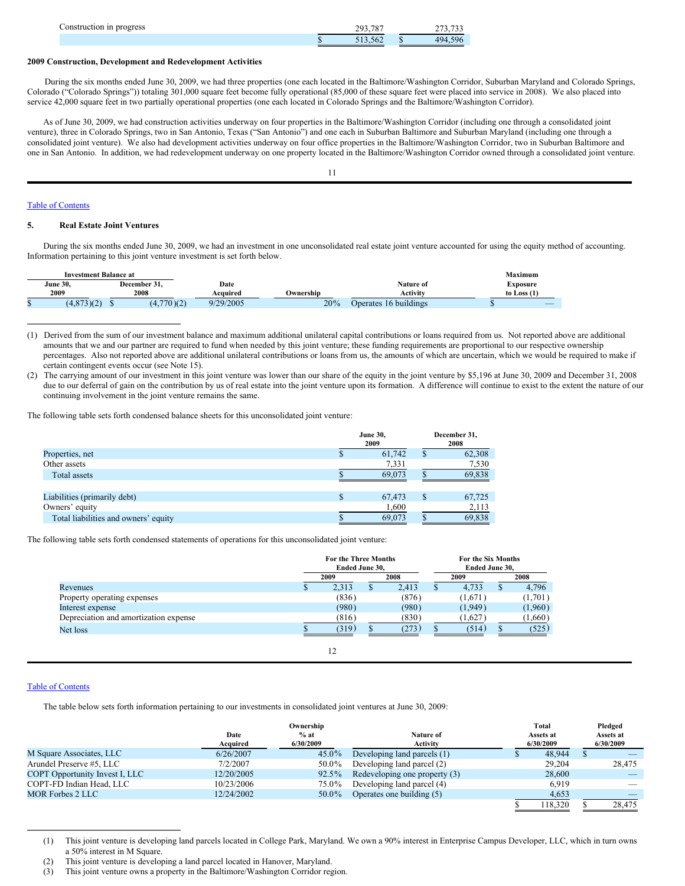| | | |
|---|---|---|
| Construction in progress | 293,787 | 273,733 |
| | $ 513,562 | $ 494,596 |

**2009 Construction, Development and Redevelopment Activities**

During the six months ended June 30, 2009, we had three properties (one each located in the Baltimore/Washington Corridor, Suburban Maryland and Colorado Springs, Colorado ("Colorado Springs")) totaling 301,000 square feet become fully operational (85,000 of these square feet were placed into service in 2008). We also placed into service 42,000 square feet in two partially operational properties (one each located in Colorado Springs and the Baltimore/Washington Corridor).

As of June 30, 2009, we had construction activities underway on four properties in the Baltimore/Washington Corridor (including one through a consolidated joint venture), three in Colorado Springs, two in San Antonio, Texas ("San Antonio") and one each in Suburban Baltimore and Suburban Maryland (including one through a consolidated joint venture). We also had development activities underway on four office properties in the Baltimore/Washington Corridor, two in Suburban Baltimore and one in San Antonio. In addition, we had redevelopment underway on one property located in the Baltimore/Washington Corridor owned through a consolidated joint venture.

Table of Contents

## 5. Real Estate Joint Ventures

During the six months ended June 30, 2009, we had an investment in one unconsolidated real estate joint venture accounted for using the equity method of accounting. Information pertaining to this joint venture investment is set forth below.

| Investment Balance at June 30, 2009 | Investment Balance at December 31, 2008 | Date Acquired | Ownership | Nature of Activity | Maximum Exposure to Loss (1) |
|---|---|---|---|---|---|
| $ (4,873)(2) | $ (4,770)(2) | 9/29/2005 | 20% | Operates 16 buildings | $ — |

(1) Derived from the sum of our investment balance and maximum additional unilateral capital contributions or loans required from us. Not reported above are additional amounts that we and our partner are required to fund when needed by this joint venture; these funding requirements are proportional to our respective ownership percentages. Also not reported above are additional unilateral contributions or loans from us, the amounts of which are uncertain, which we would be required to make if certain contingent events occur (see Note 15).

(2) The carrying amount of our investment in this joint venture was lower than our share of the equity in the joint venture by $5,196 at June 30, 2009 and December 31, 2008 due to our deferral of gain on the contribution by us of real estate into the joint venture upon its formation. A difference will continue to exist to the extent the nature of our continuing involvement in the joint venture remains the same.

The following table sets forth condensed balance sheets for this unconsolidated joint venture:

| | June 30, 2009 | December 31, 2008 |
|---|---|---|
| Properties, net | $ 61,742 | $ 62,308 |
| Other assets | 7,331 | 7,530 |
| Total assets | $ 69,073 | $ 69,838 |
| | | |
| Liabilities (primarily debt) | $ 67,473 | $ 67,725 |
| Owners' equity | 1,600 | 2,113 |
| Total liabilities and owners' equity | $ 69,073 | $ 69,838 |

The following table sets forth condensed statements of operations for this unconsolidated joint venture:

| | For the Three Months Ended June 30, | | For the Six Months Ended June 30, | |
|---|---|---|---|---|
| | 2009 | 2008 | 2009 | 2008 |
| Revenues | $ 2,313 | $ 2,413 | $ 4,733 | $ 4,796 |
| Property operating expenses | (836) | (876) | (1,671) | (1,701) |
| Interest expense | (980) | (980) | (1,949) | (1,960) |
| Depreciation and amortization expense | (816) | (830) | (1,627) | (1,660) |
| Net loss | $ (319) | $ (273) | $ (514) | $ (525) |

Table of Contents

The table below sets forth information pertaining to our investments in consolidated joint ventures at June 30, 2009:

| | Date Acquired | Ownership % at 6/30/2009 | Nature of Activity | Total Assets at 6/30/2009 | Pledged Assets at 6/30/2009 |
|---|---|---|---|---|---|
| M Square Associates, LLC | 6/26/2007 | 45.0% | Developing land parcels (1) | $ 48,944 | $ — |
| Arundel Preserve #5, LLC | 7/2/2007 | 50.0% | Developing land parcel (2) | 29,204 | 28,475 |
| COPT Opportunity Invest I, LLC | 12/20/2005 | 92.5% | Redeveloping one property (3) | 28,600 | — |
| COPT-FD Indian Head, LLC | 10/23/2006 | 75.0% | Developing land parcel (4) | 6,919 | — |
| MOR Forbes 2 LLC | 12/24/2002 | 50.0% | Operates one building (5) | 4,653 | — |
| | | | | $ 118,320 | $ 28,475 |

(1) This joint venture is developing land parcels located in College Park, Maryland. We own a 90% interest in Enterprise Campus Developer, LLC, which in turn owns a 50% interest in M Square.

(2) This joint venture is developing a land parcel located in Hanover, Maryland.

(3) This joint venture owns a property in the Baltimore/Washington Corridor region.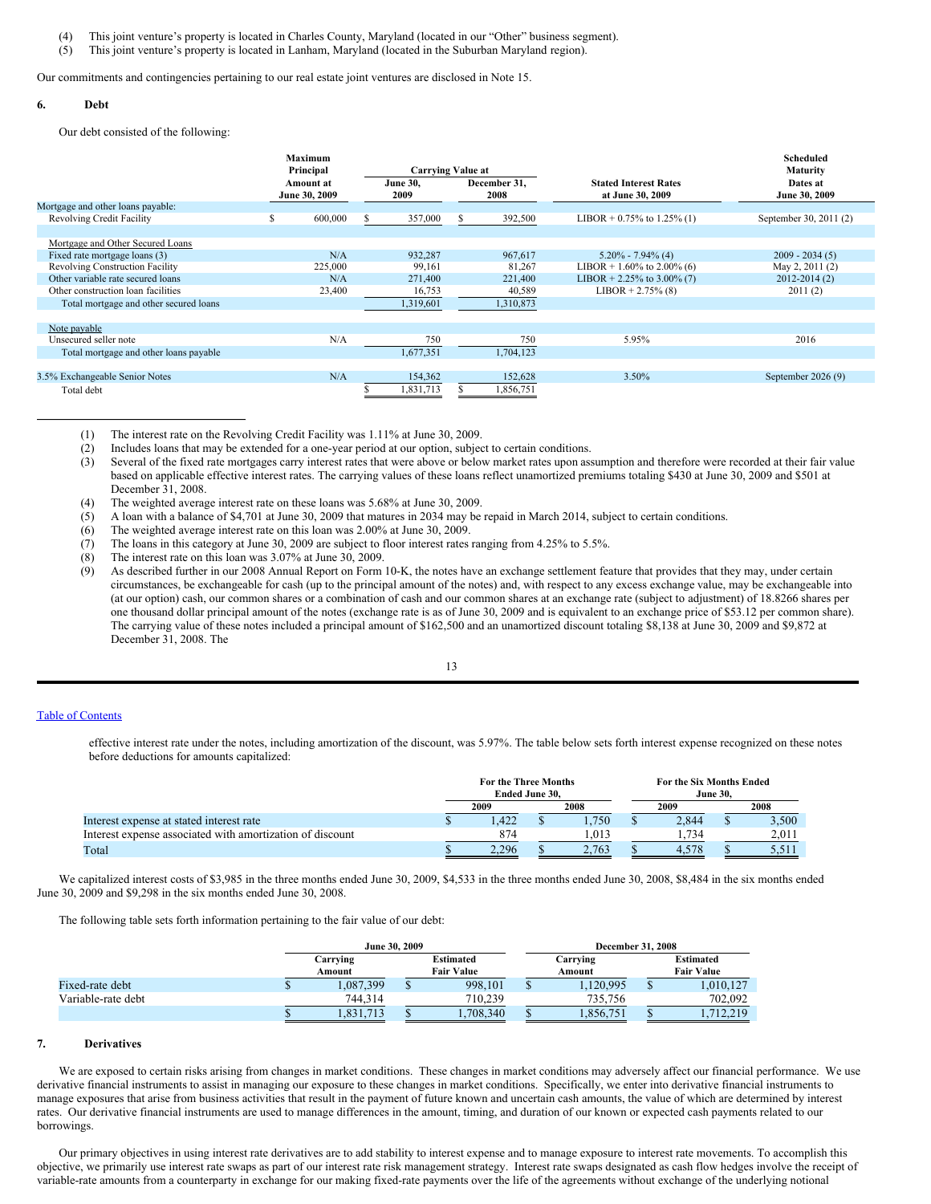(4) This joint venture's property is located in Charles County, Maryland (located in our "Other" business segment).
(5) This joint venture's property is located in Lanham, Maryland (located in the Suburban Maryland region).

Our commitments and contingencies pertaining to our real estate joint ventures are disclosed in Note 15.

## 6. Debt

Our debt consisted of the following:

| | Maximum Principal Amount at June 30, 2009 | Carrying Value at June 30, 2009 | Carrying Value at December 31, 2008 | Stated Interest Rates at June 30, 2009 | Scheduled Maturity Dates at June 30, 2009 |
|---|---|---|---|---|---|
| Mortgage and other loans payable: | | | | | |
| Revolving Credit Facility | $ 600,000 | $ 357,000 | $ 392,500 | LIBOR + 0.75% to 1.25% (1) | September 30, 2011 (2) |
| | | | | | |
| Mortgage and Other Secured Loans | | | | | |
| Fixed rate mortgage loans (3) | N/A | 932,287 | 967,617 | 5.20% - 7.94% (4) | 2009 - 2034 (5) |
| Revolving Construction Facility | 225,000 | 99,161 | 81,267 | LIBOR + 1.60% to 2.00% (6) | May 2, 2011 (2) |
| Other variable rate secured loans | N/A | 271,400 | 221,400 | LIBOR + 2.25% to 3.00% (7) | 2012-2014 (2) |
| Other construction loan facilities | 23,400 | 16,753 | 40,589 | LIBOR + 2.75% (8) | 2011 (2) |
| Total mortgage and other secured loans | | 1,319,601 | 1,310,873 | | |
| | | | | | |
| Note payable | | | | | |
| Unsecured seller note | N/A | 750 | 750 | 5.95% | 2016 |
| Total mortgage and other loans payable | | 1,677,351 | 1,704,123 | | |
| | | | | | |
| 3.5% Exchangeable Senior Notes | N/A | 154,362 | 152,628 | 3.50% | September 2026 (9) |
| Total debt | | $ 1,831,713 | $ 1,856,751 | | |

(1) The interest rate on the Revolving Credit Facility was 1.11% at June 30, 2009.
(2) Includes loans that may be extended for a one-year period at our option, subject to certain conditions.
(3) Several of the fixed rate mortgages carry interest rates that were above or below market rates upon assumption and therefore were recorded at their fair value based on applicable effective interest rates. The carrying values of these loans reflect unamortized premiums totaling $430 at June 30, 2009 and $501 at December 31, 2008.
(4) The weighted average interest rate on these loans was 5.68% at June 30, 2009.
(5) A loan with a balance of $4,701 at June 30, 2009 that matures in 2034 may be repaid in March 2014, subject to certain conditions.
(6) The weighted average interest rate on this loan was 2.00% at June 30, 2009.
(7) The loans in this category at June 30, 2009 are subject to floor interest rates ranging from 4.25% to 5.5%.
(8) The interest rate on this loan was 3.07% at June 30, 2009.
(9) As described further in our 2008 Annual Report on Form 10-K, the notes have an exchange settlement feature that provides that they may, under certain circumstances, be exchangeable for cash (up to the principal amount of the notes) and, with respect to any excess exchange value, may be exchangeable into (at our option) cash, our common shares or a combination of cash and our common shares at an exchange rate (subject to adjustment) of 18.8266 shares per one thousand dollar principal amount of the notes (exchange rate is as of June 30, 2009 and is equivalent to an exchange price of $53.12 per common share). The carrying value of these notes included a principal amount of $162,500 and an unamortized discount totaling $8,138 at June 30, 2009 and $9,872 at December 31, 2008. The effective interest rate under the notes, including amortization of the discount, was 5.97%. The table below sets forth interest expense recognized on these notes before deductions for amounts capitalized:

| | For the Three Months Ended June 30, 2009 | For the Three Months Ended June 30, 2008 | For the Six Months Ended June 30, 2009 | For the Six Months Ended June 30, 2008 |
|---|---|---|---|---|
| Interest expense at stated interest rate | $ 1,422 | $ 1,750 | $ 2,844 | $ 3,500 |
| Interest expense associated with amortization of discount | 874 | 1,013 | 1,734 | 2,011 |
| Total | $ 2,296 | $ 2,763 | $ 4,578 | $ 5,511 |

We capitalized interest costs of $3,985 in the three months ended June 30, 2009, $4,533 in the three months ended June 30, 2008, $8,484 in the six months ended June 30, 2009 and $9,298 in the six months ended June 30, 2008.

The following table sets forth information pertaining to the fair value of our debt:

| | June 30, 2009 Carrying Amount | June 30, 2009 Estimated Fair Value | December 31, 2008 Carrying Amount | December 31, 2008 Estimated Fair Value |
|---|---|---|---|---|
| Fixed-rate debt | $ 1,087,399 | $ 998,101 | $ 1,120,995 | $ 1,010,127 |
| Variable-rate debt | 744,314 | 710,239 | 735,756 | 702,092 |
| | $ 1,831,713 | $ 1,708,340 | $ 1,856,751 | $ 1,712,219 |

## 7. Derivatives

We are exposed to certain risks arising from changes in market conditions. These changes in market conditions may adversely affect our financial performance. We use derivative financial instruments to assist in managing our exposure to these changes in market conditions. Specifically, we enter into derivative financial instruments to manage exposures that arise from business activities that result in the payment of future known and uncertain cash amounts, the value of which are determined by interest rates. Our derivative financial instruments are used to manage differences in the amount, timing, and duration of our known or expected cash payments related to our borrowings.

Our primary objectives in using interest rate derivatives are to add stability to interest expense and to manage exposure to interest rate movements. To accomplish this objective, we primarily use interest rate swaps as part of our interest rate risk management strategy. Interest rate swaps designated as cash flow hedges involve the receipt of variable-rate amounts from a counterparty in exchange for our making fixed-rate payments over the life of the agreements without exchange of the underlying notional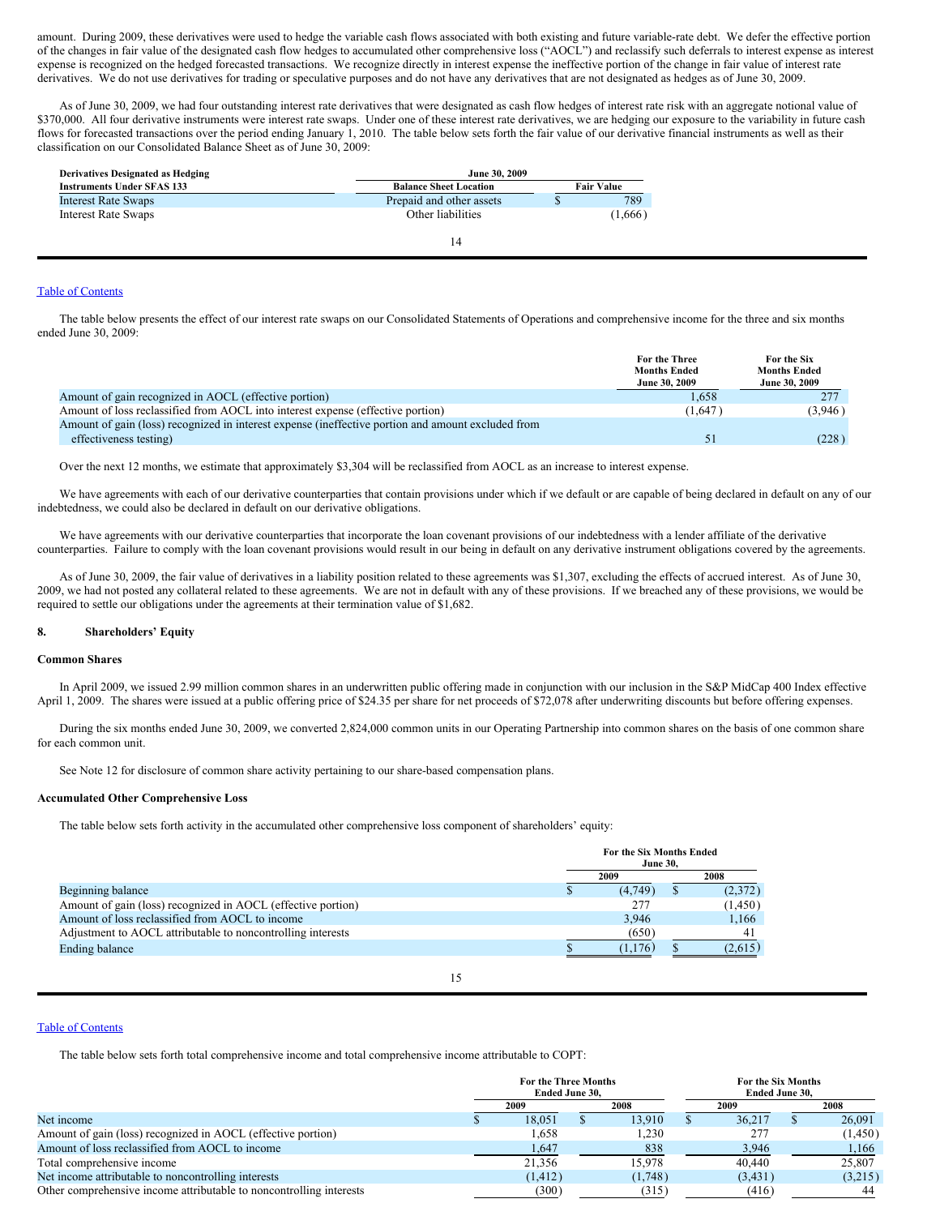amount. During 2009, these derivatives were used to hedge the variable cash flows associated with both existing and future variable-rate debt. We defer the effective portion of the changes in fair value of the designated cash flow hedges to accumulated other comprehensive loss ("AOCL") and reclassify such deferrals to interest expense as interest expense is recognized on the hedged forecasted transactions. We recognize directly in interest expense the ineffective portion of the change in fair value of interest rate derivatives. We do not use derivatives for trading or speculative purposes and do not have any derivatives that are not designated as hedges as of June 30, 2009.

As of June 30, 2009, we had four outstanding interest rate derivatives that were designated as cash flow hedges of interest rate risk with an aggregate notional value of $370,000. All four derivative instruments were interest rate swaps. Under one of these interest rate derivatives, we are hedging our exposure to the variability in future cash flows for forecasted transactions over the period ending January 1, 2010. The table below sets forth the fair value of our derivative financial instruments as well as their classification on our Consolidated Balance Sheet as of June 30, 2009:

| Derivatives Designated as Hedging Instruments Under SFAS 133 | June 30, 2009 | |
|---|---|---|
| | Balance Sheet Location | Fair Value |
| Interest Rate Swaps | Prepaid and other assets | $ 789 |
| Interest Rate Swaps | Other liabilities | (1,666) |

[Table of Contents](#)

The table below presents the effect of our interest rate swaps on our Consolidated Statements of Operations and comprehensive income for the three and six months ended June 30, 2009:

| | For the Three Months Ended June 30, 2009 | For the Six Months Ended June 30, 2009 |
|---|---|---|
| Amount of gain recognized in AOCL (effective portion) | 1,658 | 277 |
| Amount of loss reclassified from AOCL into interest expense (effective portion) | (1,647) | (3,946) |
| Amount of gain (loss) recognized in interest expense (ineffective portion and amount excluded from effectiveness testing) | 51 | (228) |

Over the next 12 months, we estimate that approximately $3,304 will be reclassified from AOCL as an increase to interest expense.

We have agreements with each of our derivative counterparties that contain provisions under which if we default or are capable of being declared in default on any of our indebtedness, we could also be declared in default on our derivative obligations.

We have agreements with our derivative counterparties that incorporate the loan covenant provisions of our indebtedness with a lender affiliate of the derivative counterparties. Failure to comply with the loan covenant provisions would result in our being in default on any derivative instrument obligations covered by the agreements.

As of June 30, 2009, the fair value of derivatives in a liability position related to these agreements was $1,307, excluding the effects of accrued interest. As of June 30, 2009, we had not posted any collateral related to these agreements. We are not in default with any of these provisions. If we breached any of these provisions, we would be required to settle our obligations under the agreements at their termination value of $1,682.

## 8. Shareholders' Equity

### Common Shares

In April 2009, we issued 2.99 million common shares in an underwritten public offering made in conjunction with our inclusion in the S&P MidCap 400 Index effective April 1, 2009. The shares were issued at a public offering price of $24.35 per share for net proceeds of $72,078 after underwriting discounts but before offering expenses.

During the six months ended June 30, 2009, we converted 2,824,000 common units in our Operating Partnership into common shares on the basis of one common share for each common unit.

See Note 12 for disclosure of common share activity pertaining to our share-based compensation plans.

### Accumulated Other Comprehensive Loss

The table below sets forth activity in the accumulated other comprehensive loss component of shareholders' equity:

| | For the Six Months Ended June 30, | |
|---|---|---|
| | 2009 | 2008 |
| Beginning balance | $ (4,749) | $ (2,372) |
| Amount of gain (loss) recognized in AOCL (effective portion) | 277 | (1,450) |
| Amount of loss reclassified from AOCL to income | 3,946 | 1,166 |
| Adjustment to AOCL attributable to noncontrolling interests | (650) | 41 |
| Ending balance | $ (1,176) | $ (2,615) |

[Table of Contents](#)

The table below sets forth total comprehensive income and total comprehensive income attributable to COPT:

| | For the Three Months Ended June 30, | | For the Six Months Ended June 30, | |
|---|---|---|---|---|
| | 2009 | 2008 | 2009 | 2008 |
| Net income | $ 18,051 | $ 13,910 | $ 36,217 | $ 26,091 |
| Amount of gain (loss) recognized in AOCL (effective portion) | 1,658 | 1,230 | 277 | (1,450) |
| Amount of loss reclassified from AOCL to income | 1,647 | 838 | 3,946 | 1,166 |
| Total comprehensive income | 21,356 | 15,978 | 40,440 | 25,807 |
| Net income attributable to noncontrolling interests | (1,412) | (1,748) | (3,431) | (3,215) |
| Other comprehensive income attributable to noncontrolling interests | (300) | (315) | (416) | 44 |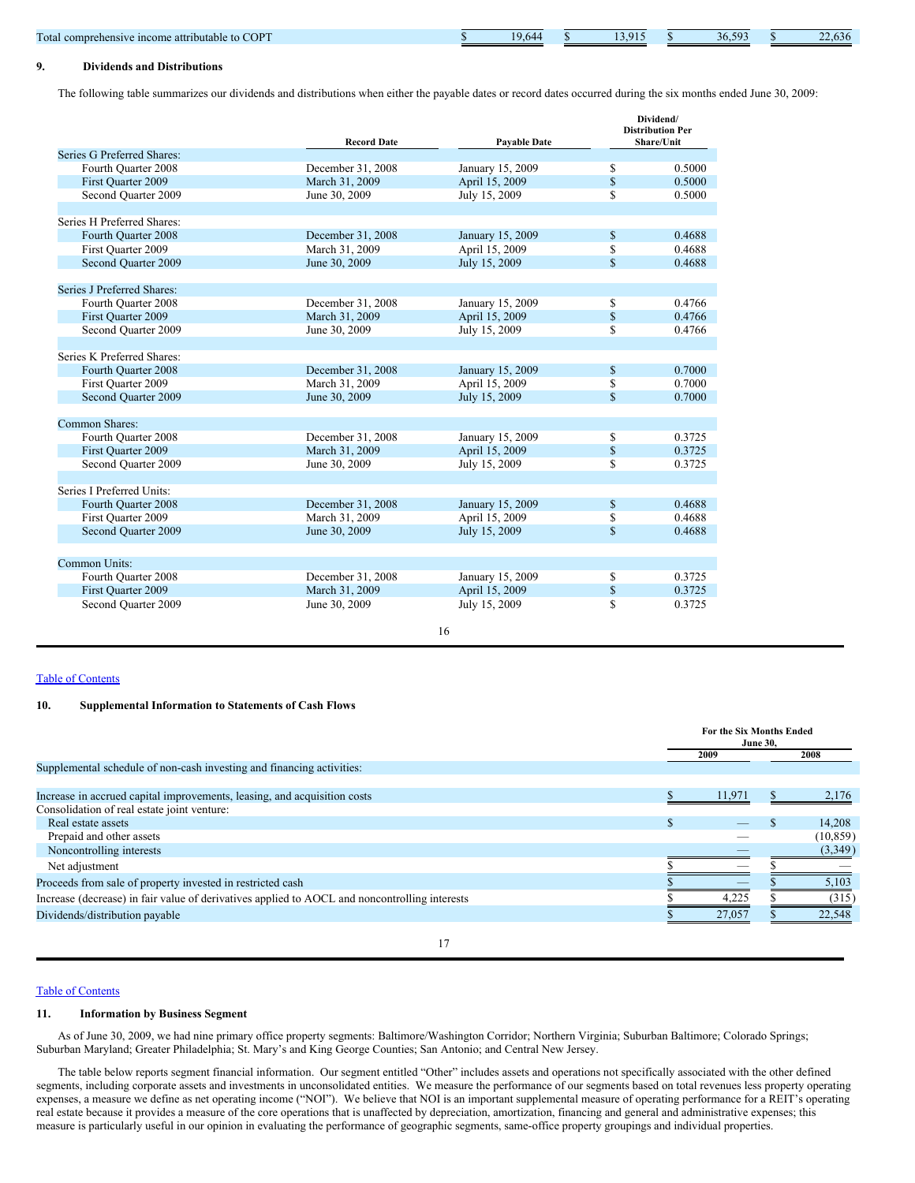| Total comprehensive income attributable to COPT | $ 19,644 | $ 13,915 | $ 36,593 | $ 22,636 |
|---|---|---|---|---|

## 9. Dividends and Distributions

The following table summarizes our dividends and distributions when either the payable dates or record dates occurred during the six months ended June 30, 2009:

| | Record Date | Payable Date | Dividend/ Distribution Per Share/Unit |
|---|---|---|---|
| Series G Preferred Shares: | | | |
| Fourth Quarter 2008 | December 31, 2008 | January 15, 2009 | $ 0.5000 |
| First Quarter 2009 | March 31, 2009 | April 15, 2009 | $ 0.5000 |
| Second Quarter 2009 | June 30, 2009 | July 15, 2009 | $ 0.5000 |
| | | | |
| Series H Preferred Shares: | | | |
| Fourth Quarter 2008 | December 31, 2008 | January 15, 2009 | $ 0.4688 |
| First Quarter 2009 | March 31, 2009 | April 15, 2009 | $ 0.4688 |
| Second Quarter 2009 | June 30, 2009 | July 15, 2009 | $ 0.4688 |
| | | | |
| Series J Preferred Shares: | | | |
| Fourth Quarter 2008 | December 31, 2008 | January 15, 2009 | $ 0.4766 |
| First Quarter 2009 | March 31, 2009 | April 15, 2009 | $ 0.4766 |
| Second Quarter 2009 | June 30, 2009 | July 15, 2009 | $ 0.4766 |
| | | | |
| Series K Preferred Shares: | | | |
| Fourth Quarter 2008 | December 31, 2008 | January 15, 2009 | $ 0.7000 |
| First Quarter 2009 | March 31, 2009 | April 15, 2009 | $ 0.7000 |
| Second Quarter 2009 | June 30, 2009 | July 15, 2009 | $ 0.7000 |
| | | | |
| Common Shares: | | | |
| Fourth Quarter 2008 | December 31, 2008 | January 15, 2009 | $ 0.3725 |
| First Quarter 2009 | March 31, 2009 | April 15, 2009 | $ 0.3725 |
| Second Quarter 2009 | June 30, 2009 | July 15, 2009 | $ 0.3725 |
| | | | |
| Series I Preferred Units: | | | |
| Fourth Quarter 2008 | December 31, 2008 | January 15, 2009 | $ 0.4688 |
| First Quarter 2009 | March 31, 2009 | April 15, 2009 | $ 0.4688 |
| Second Quarter 2009 | June 30, 2009 | July 15, 2009 | $ 0.4688 |
| | | | |
| Common Units: | | | |
| Fourth Quarter 2008 | December 31, 2008 | January 15, 2009 | $ 0.3725 |
| First Quarter 2009 | March 31, 2009 | April 15, 2009 | $ 0.3725 |
| Second Quarter 2009 | June 30, 2009 | July 15, 2009 | $ 0.3725 |

[Table of Contents]

## 10. Supplemental Information to Statements of Cash Flows

| | For the Six Months Ended June 30, | |
|---|---|---|
| | 2009 | 2008 |
| Supplemental schedule of non-cash investing and financing activities: | | |
| | | |
| Increase in accrued capital improvements, leasing, and acquisition costs | $ 11,971 | $ 2,176 |
| Consolidation of real estate joint venture: | | |
| Real estate assets | $ — | $ 14,208 |
| Prepaid and other assets | — | (10,859) |
| Noncontrolling interests | — | (3,349) |
| Net adjustment | $ — | $ — |
| Proceeds from sale of property invested in restricted cash | $ — | $ 5,103 |
| Increase (decrease) in fair value of derivatives applied to AOCL and noncontrolling interests | $ 4,225 | $ (315) |
| Dividends/distribution payable | $ 27,057 | $ 22,548 |

[Table of Contents]

## 11. Information by Business Segment

As of June 30, 2009, we had nine primary office property segments: Baltimore/Washington Corridor; Northern Virginia; Suburban Baltimore; Colorado Springs; Suburban Maryland; Greater Philadelphia; St. Mary's and King George Counties; San Antonio; and Central New Jersey.

The table below reports segment financial information. Our segment entitled "Other" includes assets and operations not specifically associated with the other defined segments, including corporate assets and investments in unconsolidated entities. We measure the performance of our segments based on total revenues less property operating expenses, a measure we define as net operating income ("NOI"). We believe that NOI is an important supplemental measure of operating performance for a REIT's operating real estate because it provides a measure of the core operations that is unaffected by depreciation, amortization, financing and general and administrative expenses; this measure is particularly useful in our opinion in evaluating the performance of geographic segments, same-office property groupings and individual properties.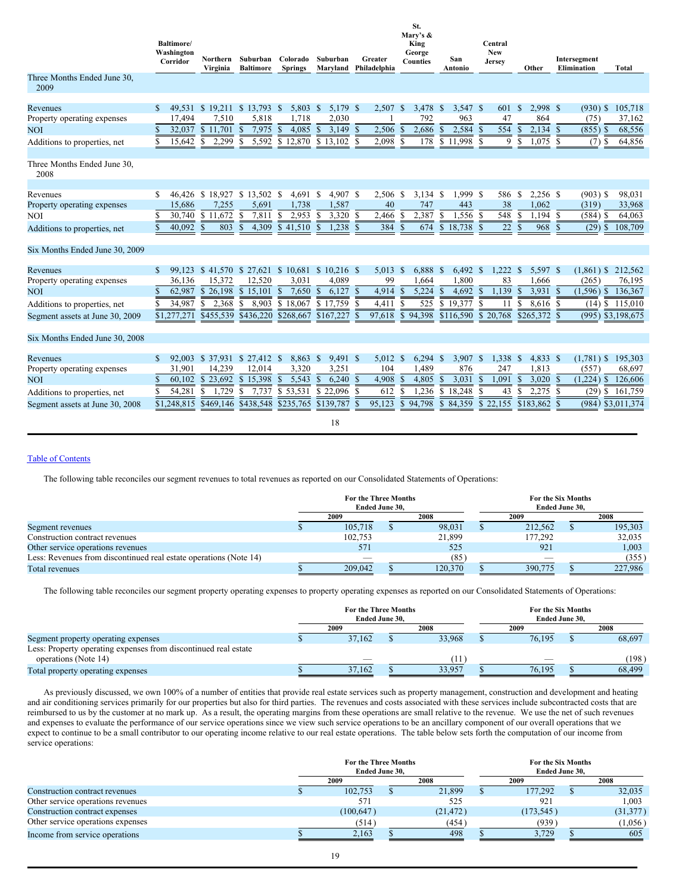| | Baltimore/ Washington Corridor | Northern Virginia | Suburban Baltimore | Colorado Springs | Suburban Maryland | Greater Philadelphia | St. Mary's & King George Counties | San Antonio | Central New Jersey | Other | Intersegment Elimination | Total |
|---|---|---|---|---|---|---|---|---|---|---|---|---|
| **Three Months Ended June 30, 2009** | | | | | | | | | | | | |
| Revenues | $ 49,531 | $ 19,211 | $ 13,793 | $ 5,803 | $ 5,179 | $ 2,507 | $ 3,478 | $ 3,547 | $ 601 | $ 2,998 | $ (930) | $ 105,718 |
| Property operating expenses | 17,494 | 7,510 | 5,818 | 1,718 | 2,030 | 1 | 792 | 963 | 47 | 864 | (75) | 37,162 |
| NOI | $ 32,037 | $ 11,701 | $ 7,975 | $ 4,085 | $ 3,149 | $ 2,506 | $ 2,686 | $ 2,584 | $ 554 | $ 2,134 | $ (855) | $ 68,556 |
| Additions to properties, net | $ 15,642 | $ 2,299 | $ 5,592 | $ 12,870 | $ 13,102 | $ 2,098 | $ 178 | $ 11,998 | $ 9 | $ 1,075 | $ (7) | $ 64,856 |
| **Three Months Ended June 30, 2008** | | | | | | | | | | | | |
| Revenues | $ 46,426 | $ 18,927 | $ 13,502 | $ 4,691 | $ 4,907 | $ 2,506 | $ 3,134 | $ 1,999 | $ 586 | $ 2,256 | $ (903) | $ 98,031 |
| Property operating expenses | 15,686 | 7,255 | 5,691 | 1,738 | 1,587 | 40 | 747 | 443 | 38 | 1,062 | (319) | 33,968 |
| NOI | $ 30,740 | $ 11,672 | $ 7,811 | $ 2,953 | $ 3,320 | $ 2,466 | $ 2,387 | $ 1,556 | $ 548 | $ 1,194 | $ (584) | $ 64,063 |
| Additions to properties, net | $ 40,092 | $ 803 | $ 4,309 | $ 41,510 | $ 1,238 | $ 384 | $ 674 | $ 18,738 | $ 22 | $ 968 | $ (29) | $ 108,709 |
| **Six Months Ended June 30, 2009** | | | | | | | | | | | | |
| Revenues | $ 99,123 | $ 41,570 | $ 27,621 | $ 10,681 | $ 10,216 | $ 5,013 | $ 6,888 | $ 6,492 | $ 1,222 | $ 5,597 | $ (1,861) | $ 212,562 |
| Property operating expenses | 36,136 | 15,372 | 12,520 | 3,031 | 4,089 | 99 | 1,664 | 1,800 | 83 | 1,666 | (265) | 76,195 |
| NOI | $ 62,987 | $ 26,198 | $ 15,101 | $ 7,650 | $ 6,127 | $ 4,914 | $ 5,224 | $ 4,692 | $ 1,139 | $ 3,931 | $ (1,596) | $ 136,367 |
| Additions to properties, net | $ 34,987 | $ 2,368 | $ 8,903 | $ 18,067 | $ 17,759 | $ 4,411 | $ 525 | $ 19,377 | $ 11 | $ 8,616 | $ (14) | $ 115,010 |
| Segment assets at June 30, 2009 | $1,277,271 | $455,539 | $436,220 | $268,667 | $167,227 | $ 97,618 | $ 94,398 | $116,590 | $ 20,768 | $265,372 | $ (995) | $3,198,675 |
| **Six Months Ended June 30, 2008** | | | | | | | | | | | | |
| Revenues | $ 92,003 | $ 37,931 | $ 27,412 | $ 8,863 | $ 9,491 | $ 5,012 | $ 6,294 | $ 3,907 | $ 1,338 | $ 4,833 | $ (1,781) | $ 195,303 |
| Property operating expenses | 31,901 | 14,239 | 12,014 | 3,320 | 3,251 | 104 | 1,489 | 876 | 247 | 1,813 | (557) | 68,697 |
| NOI | $ 60,102 | $ 23,692 | $ 15,398 | $ 5,543 | $ 6,240 | $ 4,908 | $ 4,805 | $ 3,031 | $ 1,091 | $ 3,020 | $ (1,224) | $ 126,606 |
| Additions to properties, net | $ 54,281 | $ 1,729 | $ 7,737 | $ 53,531 | $ 22,096 | $ 612 | $ 1,236 | $ 18,248 | $ 43 | $ 2,275 | $ (29) | $ 161,759 |
| Segment assets at June 30, 2008 | $1,248,815 | $469,146 | $438,548 | $235,765 | $139,787 | $ 95,123 | $ 94,798 | $ 84,359 | $ 22,155 | $183,862 | $ (984) | $3,011,374 |

Table of Contents

The following table reconciles our segment revenues to total revenues as reported on our Consolidated Statements of Operations:

| | For the Three Months Ended June 30, | | For the Six Months Ended June 30, | |
|---|---|---|---|---|
| | 2009 | 2008 | 2009 | 2008 |
| Segment revenues | $ 105,718 | $ 98,031 | $ 212,562 | $ 195,303 |
| Construction contract revenues | 102,753 | 21,899 | 177,292 | 32,035 |
| Other service operations revenues | 571 | 525 | 921 | 1,003 |
| Less: Revenues from discontinued real estate operations (Note 14) | — | (85) | — | (355) |
| Total revenues | $ 209,042 | $ 120,370 | $ 390,775 | $ 227,986 |

The following table reconciles our segment property operating expenses to property operating expenses as reported on our Consolidated Statements of Operations:

| | For the Three Months Ended June 30, | | For the Six Months Ended June 30, | |
|---|---|---|---|---|
| | 2009 | 2008 | 2009 | 2008 |
| Segment property operating expenses | $ 37,162 | $ 33,968 | $ 76,195 | $ 68,697 |
| Less: Property operating expenses from discontinued real estate operations (Note 14) | — | (11) | — | (198) |
| Total property operating expenses | $ 37,162 | $ 33,957 | $ 76,195 | $ 68,499 |

As previously discussed, we own 100% of a number of entities that provide real estate services such as property management, construction and development and heating and air conditioning services primarily for our properties but also for third parties. The revenues and costs associated with these services include subcontracted costs that are reimbursed to us by the customer at no mark up. As a result, the operating margins from these operations are small relative to the revenue. We use the net of such revenues and expenses to evaluate the performance of our service operations since we view such service operations to be an ancillary component of our overall operations that we expect to continue to be a small contributor to our operating income relative to our real estate operations. The table below sets forth the computation of our income from service operations:

| | For the Three Months Ended June 30, | | For the Six Months Ended June 30, | |
|---|---|---|---|---|
| | 2009 | 2008 | 2009 | 2008 |
| Construction contract revenues | $ 102,753 | $ 21,899 | $ 177,292 | $ 32,035 |
| Other service operations revenues | 571 | 525 | 921 | 1,003 |
| Construction contract expenses | (100,647) | (21,472) | (173,545) | (31,377) |
| Other service operations expenses | (514) | (454) | (939) | (1,056) |
| Income from service operations | $ 2,163 | $ 498 | $ 3,729 | $ 605 |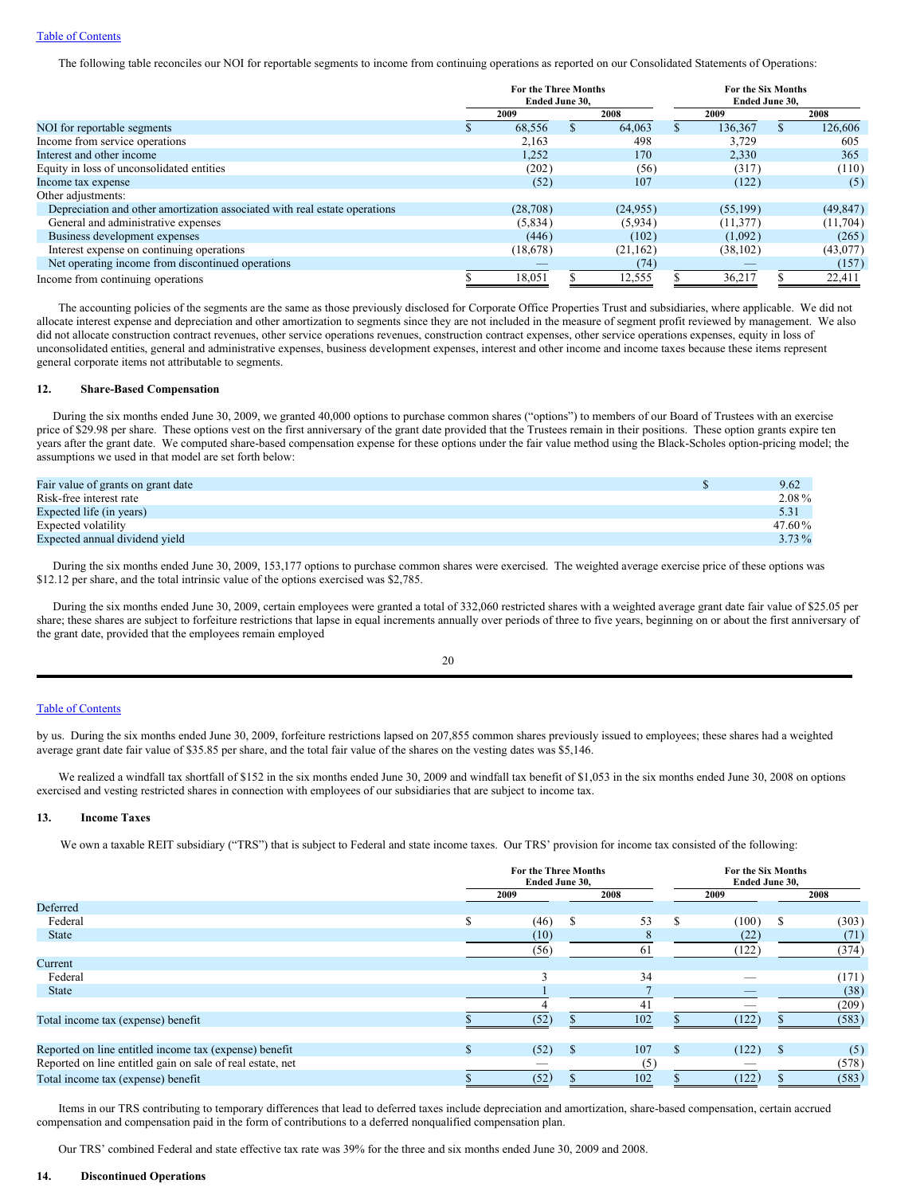The following table reconciles our NOI for reportable segments to income from continuing operations as reported on our Consolidated Statements of Operations:

| | For the Three Months Ended June 30, | | For the Six Months Ended June 30, | |
|---|---|---|---|---|
| | 2009 | 2008 | 2009 | 2008 |
| NOI for reportable segments | $ 68,556 | $ 64,063 | $ 136,367 | $ 126,606 |
| Income from service operations | 2,163 | 498 | 3,729 | 605 |
| Interest and other income | 1,252 | 170 | 2,330 | 365 |
| Equity in loss of unconsolidated entities | (202) | (56) | (317) | (110) |
| Income tax expense | (52) | 107 | (122) | (5) |
| Other adjustments: | | | | |
| Depreciation and other amortization associated with real estate operations | (28,708) | (24,955) | (55,199) | (49,847) |
| General and administrative expenses | (5,834) | (5,934) | (11,377) | (11,704) |
| Business development expenses | (446) | (102) | (1,092) | (265) |
| Interest expense on continuing operations | (18,678) | (21,162) | (38,102) | (43,077) |
| Net operating income from discontinued operations | — | (74) | — | (157) |
| Income from continuing operations | $ 18,051 | $ 12,555 | $ 36,217 | $ 22,411 |

The accounting policies of the segments are the same as those previously disclosed for Corporate Office Properties Trust and subsidiaries, where applicable. We did not allocate interest expense and depreciation and other amortization to segments since they are not included in the measure of segment profit reviewed by management. We also did not allocate construction contract revenues, other service operations revenues, construction contract expenses, other service operations expenses, equity in loss of unconsolidated entities, general and administrative expenses, business development expenses, interest and other income and income taxes because these items represent general corporate items not attributable to segments.

## 12. Share-Based Compensation

During the six months ended June 30, 2009, we granted 40,000 options to purchase common shares ("options") to members of our Board of Trustees with an exercise price of $29.98 per share. These options vest on the first anniversary of the grant date provided that the Trustees remain in their positions. These option grants expire ten years after the grant date. We computed share-based compensation expense for these options under the fair value method using the Black-Scholes option-pricing model; the assumptions we used in that model are set forth below:

| | |
|---|---|
| Fair value of grants on grant date | $ 9.62 |
| Risk-free interest rate | 2.08% |
| Expected life (in years) | 5.31 |
| Expected volatility | 47.60% |
| Expected annual dividend yield | 3.73% |

During the six months ended June 30, 2009, 153,177 options to purchase common shares were exercised. The weighted average exercise price of these options was $12.12 per share, and the total intrinsic value of the options exercised was $2,785.

During the six months ended June 30, 2009, certain employees were granted a total of 332,060 restricted shares with a weighted average grant date fair value of $25.05 per share; these shares are subject to forfeiture restrictions that lapse in equal increments annually over periods of three to five years, beginning on or about the first anniversary of the grant date, provided that the employees remain employed by us. During the six months ended June 30, 2009, forfeiture restrictions lapsed on 207,855 common shares previously issued to employees; these shares had a weighted average grant date fair value of $35.85 per share, and the total fair value of the shares on the vesting dates was $5,146.

We realized a windfall tax shortfall of $152 in the six months ended June 30, 2009 and windfall tax benefit of $1,053 in the six months ended June 30, 2008 on options exercised and vesting restricted shares in connection with employees of our subsidiaries that are subject to income tax.

## 13. Income Taxes

We own a taxable REIT subsidiary ("TRS") that is subject to Federal and state income taxes. Our TRS' provision for income tax consisted of the following:

| | For the Three Months Ended June 30, | | For the Six Months Ended June 30, | |
|---|---|---|---|---|
| | 2009 | 2008 | 2009 | 2008 |
| Deferred | | | | |
| Federal | $ (46) | $ 53 | $ (100) | $ (303) |
| State | (10) | 8 | (22) | (71) |
| | (56) | 61 | (122) | (374) |
| Current | | | | |
| Federal | 3 | 34 | — | (171) |
| State | 1 | 7 | — | (38) |
| | 4 | 41 | — | (209) |
| Total income tax (expense) benefit | $ (52) | $ 102 | $ (122) | $ (583) |
| | | | | |
| Reported on line entitled income tax (expense) benefit | $ (52) | $ 107 | $ (122) | $ (5) |
| Reported on line entitled gain on sale of real estate, net | — | (5) | — | (578) |
| Total income tax (expense) benefit | $ (52) | $ 102 | $ (122) | $ (583) |

Items in our TRS contributing to temporary differences that lead to deferred taxes include depreciation and amortization, share-based compensation, certain accrued compensation and compensation paid in the form of contributions to a deferred nonqualified compensation plan.

Our TRS' combined Federal and state effective tax rate was 39% for the three and six months ended June 30, 2009 and 2008.

## 14. Discontinued Operations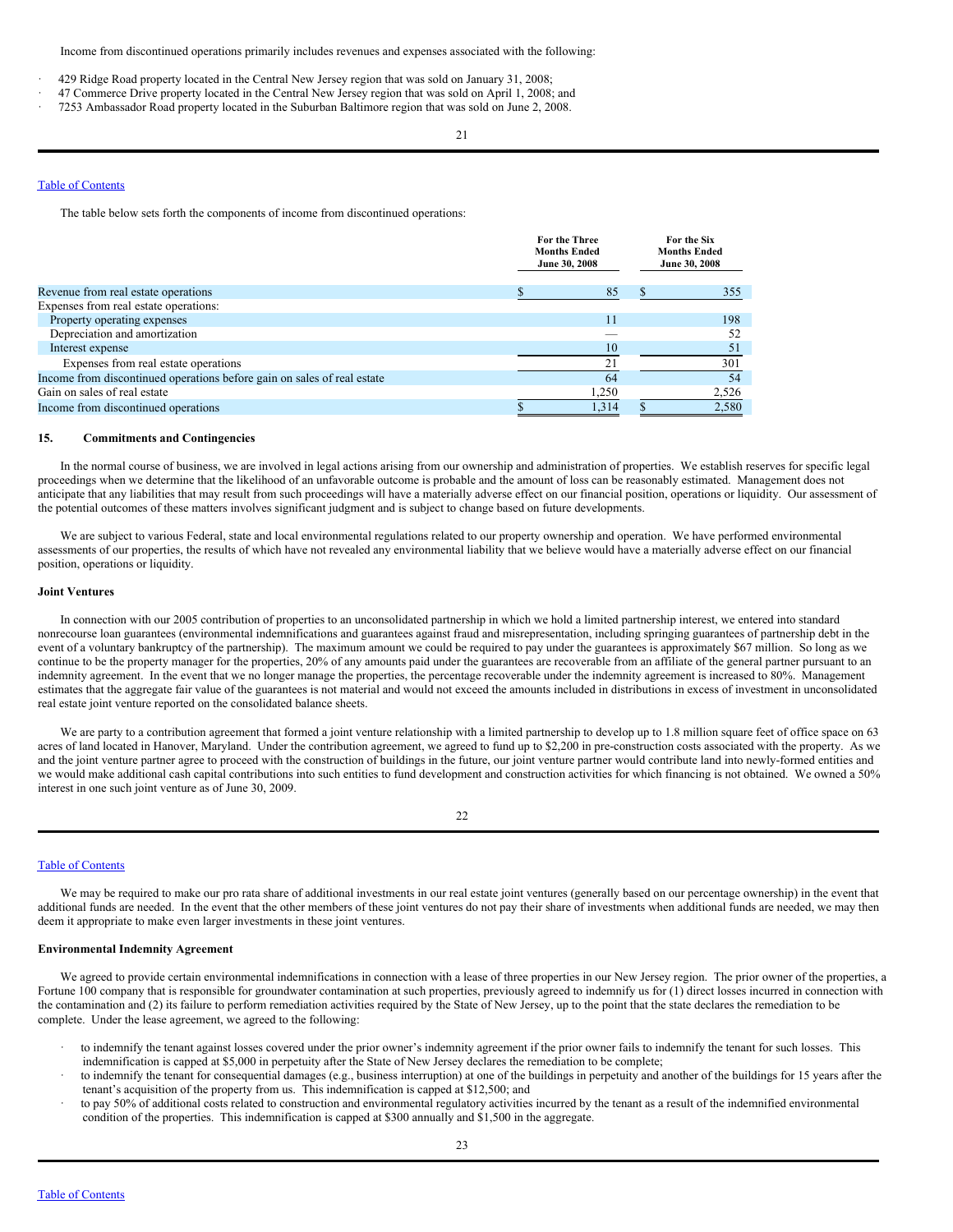Income from discontinued operations primarily includes revenues and expenses associated with the following:

- 429 Ridge Road property located in the Central New Jersey region that was sold on January 31, 2008;
- 47 Commerce Drive property located in the Central New Jersey region that was sold on April 1, 2008; and
- 7253 Ambassador Road property located in the Suburban Baltimore region that was sold on June 2, 2008.

The table below sets forth the components of income from discontinued operations:

| | For the Three Months Ended June 30, 2008 | For the Six Months Ended June 30, 2008 |
|---|---|---|
| Revenue from real estate operations | $ 85 | $ 355 |
| Expenses from real estate operations: | | |
| Property operating expenses | 11 | 198 |
| Depreciation and amortization | — | 52 |
| Interest expense | 10 | 51 |
| Expenses from real estate operations | 21 | 301 |
| Income from discontinued operations before gain on sales of real estate | 64 | 54 |
| Gain on sales of real estate | 1,250 | 2,526 |
| Income from discontinued operations | $ 1,314 | $ 2,580 |

## 15. Commitments and Contingencies

In the normal course of business, we are involved in legal actions arising from our ownership and administration of properties. We establish reserves for specific legal proceedings when we determine that the likelihood of an unfavorable outcome is probable and the amount of loss can be reasonably estimated. Management does not anticipate that any liabilities that may result from such proceedings will have a materially adverse effect on our financial position, operations or liquidity. Our assessment of the potential outcomes of these matters involves significant judgment and is subject to change based on future developments.

We are subject to various Federal, state and local environmental regulations related to our property ownership and operation. We have performed environmental assessments of our properties, the results of which have not revealed any environmental liability that we believe would have a materially adverse effect on our financial position, operations or liquidity.

### Joint Ventures

In connection with our 2005 contribution of properties to an unconsolidated partnership in which we hold a limited partnership interest, we entered into standard nonrecourse loan guarantees (environmental indemnifications and guarantees against fraud and misrepresentation, including springing guarantees of partnership debt in the event of a voluntary bankruptcy of the partnership). The maximum amount we could be required to pay under the guarantees is approximately $67 million. So long as we continue to be the property manager for the properties, 20% of any amounts paid under the guarantees are recoverable from an affiliate of the general partner pursuant to an indemnity agreement. In the event that we no longer manage the properties, the percentage recoverable under the indemnity agreement is increased to 80%. Management estimates that the aggregate fair value of the guarantees is not material and would not exceed the amounts included in distributions in excess of investment in unconsolidated real estate joint venture reported on the consolidated balance sheets.

We are party to a contribution agreement that formed a joint venture relationship with a limited partnership to develop up to 1.8 million square feet of office space on 63 acres of land located in Hanover, Maryland. Under the contribution agreement, we agreed to fund up to $2,200 in pre-construction costs associated with the property. As we and the joint venture partner agree to proceed with the construction of buildings in the future, our joint venture partner would contribute land into newly-formed entities and we would make additional cash capital contributions into such entities to fund development and construction activities for which financing is not obtained. We owned a 50% interest in one such joint venture as of June 30, 2009.

We may be required to make our pro rata share of additional investments in our real estate joint ventures (generally based on our percentage ownership) in the event that additional funds are needed. In the event that the other members of these joint ventures do not pay their share of investments when additional funds are needed, we may then deem it appropriate to make even larger investments in these joint ventures.

### Environmental Indemnity Agreement

We agreed to provide certain environmental indemnifications in connection with a lease of three properties in our New Jersey region. The prior owner of the properties, a Fortune 100 company that is responsible for groundwater contamination at such properties, previously agreed to indemnify us for (1) direct losses incurred in connection with the contamination and (2) its failure to perform remediation activities required by the State of New Jersey, up to the point that the state declares the remediation to be complete. Under the lease agreement, we agreed to the following:

- to indemnify the tenant against losses covered under the prior owner's indemnity agreement if the prior owner fails to indemnify the tenant for such losses. This indemnification is capped at $5,000 in perpetuity after the State of New Jersey declares the remediation to be complete;
- to indemnify the tenant for consequential damages (e.g., business interruption) at one of the buildings in perpetuity and another of the buildings for 15 years after the tenant's acquisition of the property from us. This indemnification is capped at $12,500; and
- to pay 50% of additional costs related to construction and environmental regulatory activities incurred by the tenant as a result of the indemnified environmental condition of the properties. This indemnification is capped at $300 annually and $1,500 in the aggregate.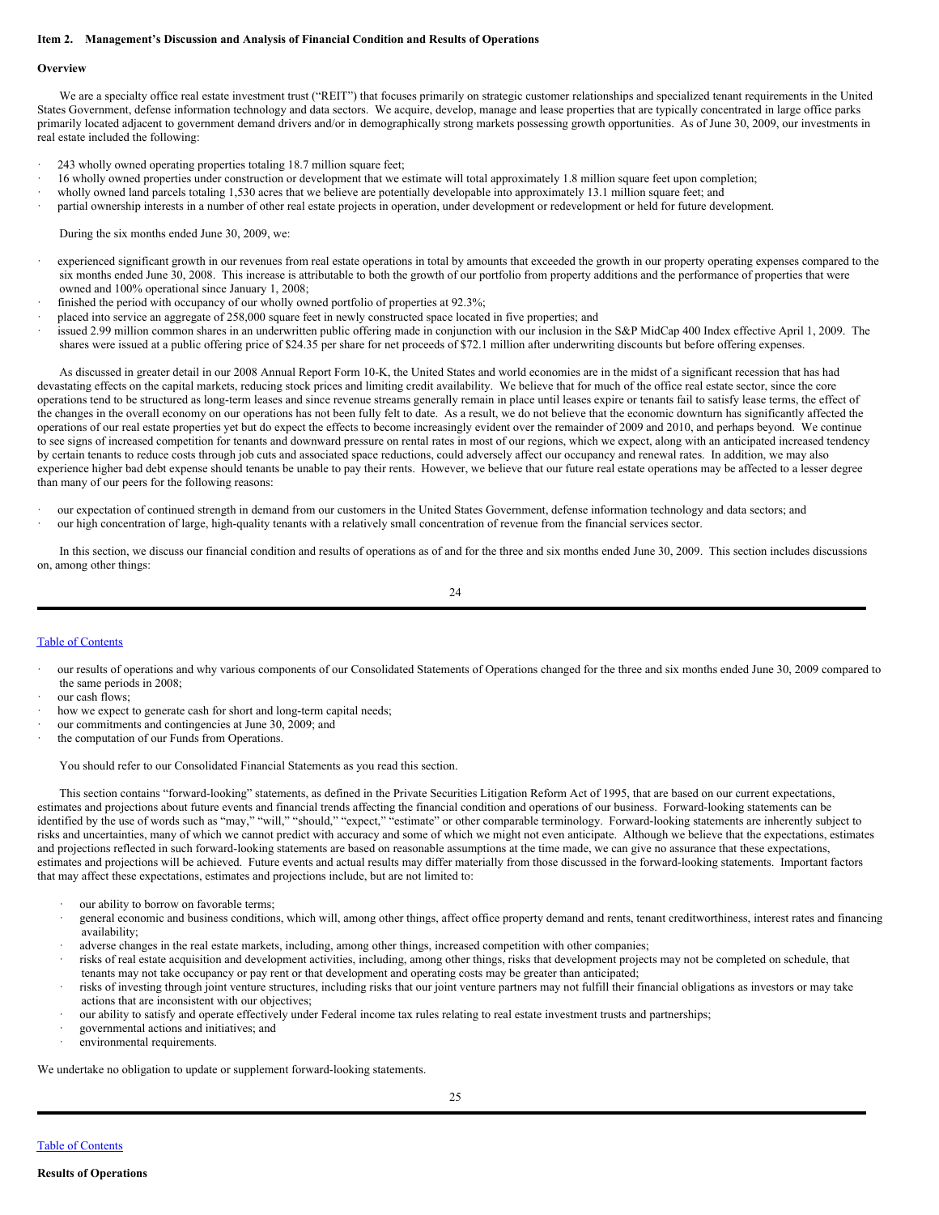## Item 2. Management's Discussion and Analysis of Financial Condition and Results of Operations

### Overview

We are a specialty office real estate investment trust ("REIT") that focuses primarily on strategic customer relationships and specialized tenant requirements in the United States Government, defense information technology and data sectors. We acquire, develop, manage and lease properties that are typically concentrated in large office parks primarily located adjacent to government demand drivers and/or in demographically strong markets possessing growth opportunities. As of June 30, 2009, our investments in real estate included the following:

- 243 wholly owned operating properties totaling 18.7 million square feet;
- 16 wholly owned properties under construction or development that we estimate will total approximately 1.8 million square feet upon completion;
- wholly owned land parcels totaling 1,530 acres that we believe are potentially developable into approximately 13.1 million square feet; and
- partial ownership interests in a number of other real estate projects in operation, under development or redevelopment or held for future development.

During the six months ended June 30, 2009, we:

- experienced significant growth in our revenues from real estate operations in total by amounts that exceeded the growth in our property operating expenses compared to the six months ended June 30, 2008. This increase is attributable to both the growth of our portfolio from property additions and the performance of properties that were owned and 100% operational since January 1, 2008;
- finished the period with occupancy of our wholly owned portfolio of properties at 92.3%;
- placed into service an aggregate of 258,000 square feet in newly constructed space located in five properties; and
- issued 2.99 million common shares in an underwritten public offering made in conjunction with our inclusion in the S&P MidCap 400 Index effective April 1, 2009. The shares were issued at a public offering price of $24.35 per share for net proceeds of $72.1 million after underwriting discounts but before offering expenses.

As discussed in greater detail in our 2008 Annual Report Form 10-K, the United States and world economies are in the midst of a significant recession that has had devastating effects on the capital markets, reducing stock prices and limiting credit availability. We believe that for much of the office real estate sector, since the core operations tend to be structured as long-term leases and since revenue streams generally remain in place until leases expire or tenants fail to satisfy lease terms, the effect of the changes in the overall economy on our operations has not been fully felt to date. As a result, we do not believe that the economic downturn has significantly affected the operations of our real estate properties yet but do expect the effects to become increasingly evident over the remainder of 2009 and 2010, and perhaps beyond. We continue to see signs of increased competition for tenants and downward pressure on rental rates in most of our regions, which we expect, along with an anticipated increased tendency by certain tenants to reduce costs through job cuts and associated space reductions, could adversely affect our occupancy and renewal rates. In addition, we may also experience higher bad debt expense should tenants be unable to pay their rents. However, we believe that our future real estate operations may be affected to a lesser degree than many of our peers for the following reasons:

- our expectation of continued strength in demand from our customers in the United States Government, defense information technology and data sectors; and
- our high concentration of large, high-quality tenants with a relatively small concentration of revenue from the financial services sector.

In this section, we discuss our financial condition and results of operations as of and for the three and six months ended June 30, 2009. This section includes discussions on, among other things:

- our results of operations and why various components of our Consolidated Statements of Operations changed for the three and six months ended June 30, 2009 compared to the same periods in 2008;
- our cash flows;
- how we expect to generate cash for short and long-term capital needs;
- our commitments and contingencies at June 30, 2009; and
- the computation of our Funds from Operations.

You should refer to our Consolidated Financial Statements as you read this section.

This section contains "forward-looking" statements, as defined in the Private Securities Litigation Reform Act of 1995, that are based on our current expectations, estimates and projections about future events and financial trends affecting the financial condition and operations of our business. Forward-looking statements can be identified by the use of words such as "may," "will," "should," "expect," "estimate" or other comparable terminology. Forward-looking statements are inherently subject to risks and uncertainties, many of which we cannot predict with accuracy and some of which we might not even anticipate. Although we believe that the expectations, estimates and projections reflected in such forward-looking statements are based on reasonable assumptions at the time made, we can give no assurance that these expectations, estimates and projections will be achieved. Future events and actual results may differ materially from those discussed in the forward-looking statements. Important factors that may affect these expectations, estimates and projections include, but are not limited to:

- our ability to borrow on favorable terms;
- general economic and business conditions, which will, among other things, affect office property demand and rents, tenant creditworthiness, interest rates and financing availability;
- adverse changes in the real estate markets, including, among other things, increased competition with other companies;
- risks of real estate acquisition and development activities, including, among other things, risks that development projects may not be completed on schedule, that tenants may not take occupancy or pay rent or that development and operating costs may be greater than anticipated;
- risks of investing through joint venture structures, including risks that our joint venture partners may not fulfill their financial obligations as investors or may take actions that are inconsistent with our objectives;
- our ability to satisfy and operate effectively under Federal income tax rules relating to real estate investment trusts and partnerships;
- governmental actions and initiatives; and
- environmental requirements.

We undertake no obligation to update or supplement forward-looking statements.

### Results of Operations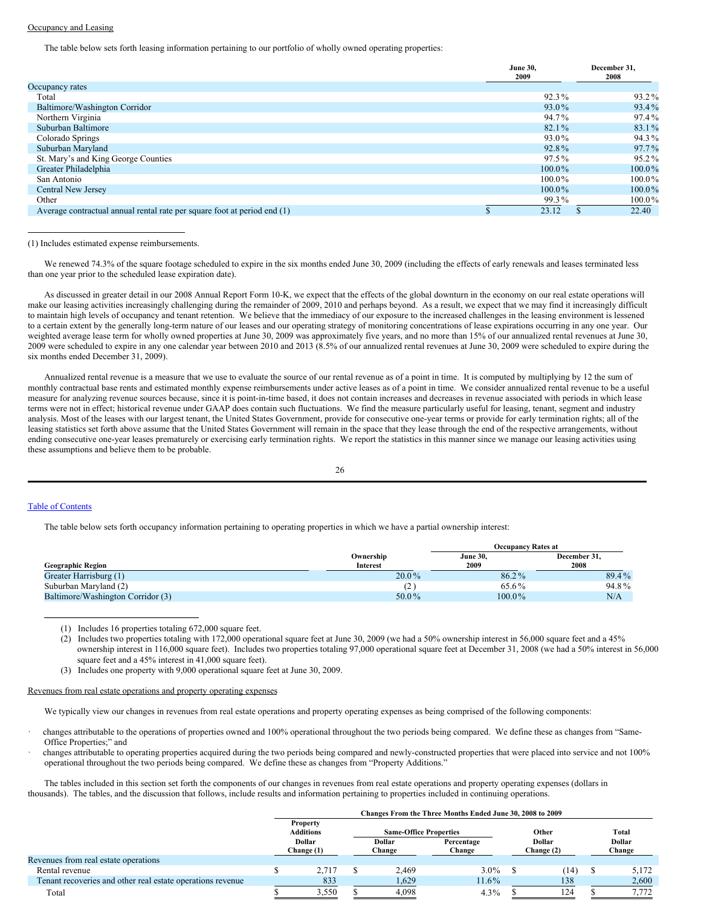Occupancy and Leasing

The table below sets forth leasing information pertaining to our portfolio of wholly owned operating properties:

| | June 30, 2009 | December 31, 2008 |
|---|---|---|
| Occupancy rates | | |
| Total | 92.3% | 93.2% |
| Baltimore/Washington Corridor | 93.0% | 93.4% |
| Northern Virginia | 94.7% | 97.4% |
| Suburban Baltimore | 82.1% | 83.1% |
| Colorado Springs | 93.0% | 94.3% |
| Suburban Maryland | 92.8% | 97.7% |
| St. Mary's and King George Counties | 97.5% | 95.2% |
| Greater Philadelphia | 100.0% | 100.0% |
| San Antonio | 100.0% | 100.0% |
| Central New Jersey | 100.0% | 100.0% |
| Other | 99.3% | 100.0% |
| Average contractual annual rental rate per square foot at period end (1) | $ 23.12 | $ 22.40 |

(1) Includes estimated expense reimbursements.

We renewed 74.3% of the square footage scheduled to expire in the six months ended June 30, 2009 (including the effects of early renewals and leases terminated less than one year prior to the scheduled lease expiration date).

As discussed in greater detail in our 2008 Annual Report Form 10-K, we expect that the effects of the global downturn in the economy on our real estate operations will make our leasing activities increasingly challenging during the remainder of 2009, 2010 and perhaps beyond. As a result, we expect that we may find it increasingly difficult to maintain high levels of occupancy and tenant retention. We believe that the immediacy of our exposure to the increased challenges in the leasing environment is lessened to a certain extent by the generally long-term nature of our leases and our operating strategy of monitoring concentrations of lease expirations occurring in any one year. Our weighted average lease term for wholly owned properties at June 30, 2009 was approximately five years, and no more than 15% of our annualized rental revenues at June 30, 2009 were scheduled to expire in any one calendar year between 2010 and 2013 (8.5% of our annualized rental revenues at June 30, 2009 were scheduled to expire during the six months ended December 31, 2009).

Annualized rental revenue is a measure that we use to evaluate the source of our rental revenue as of a point in time. It is computed by multiplying by 12 the sum of monthly contractual base rents and estimated monthly expense reimbursements under active leases as of a point in time. We consider annualized rental revenue to be a useful measure for analyzing revenue sources because, since it is point-in-time based, it does not contain increases and decreases in revenue associated with periods in which lease terms were not in effect; historical revenue under GAAP does contain such fluctuations. We find the measure particularly useful for leasing, tenant, segment and industry analysis. Most of the leases with our largest tenant, the United States Government, provide for consecutive one-year terms or provide for early termination rights; all of the leasing statistics set forth above assume that the United States Government will remain in the space that they lease through the end of the respective arrangements, without ending consecutive one-year leases prematurely or exercising early termination rights. We report the statistics in this manner since we manage our leasing activities using these assumptions and believe them to be probable.

Table of Contents

The table below sets forth occupancy information pertaining to operating properties in which we have a partial ownership interest:

| Geographic Region | Ownership Interest | Occupancy Rates at June 30, 2009 | Occupancy Rates at December 31, 2008 |
|---|---|---|---|
| Greater Harrisburg (1) | 20.0% | 86.2% | 89.4% |
| Suburban Maryland (2) | (2) | 65.6% | 94.8% |
| Baltimore/Washington Corridor (3) | 50.0% | 100.0% | N/A |

(1) Includes 16 properties totaling 672,000 square feet.

(2) Includes two properties totaling with 172,000 operational square feet at June 30, 2009 (we had a 50% ownership interest in 56,000 square feet and a 45% ownership interest in 116,000 square feet). Includes two properties totaling 97,000 operational square feet at December 31, 2008 (we had a 50% interest in 56,000 square feet and a 45% interest in 41,000 square feet).

(3) Includes one property with 9,000 operational square feet at June 30, 2009.

Revenues from real estate operations and property operating expenses

We typically view our changes in revenues from real estate operations and property operating expenses as being comprised of the following components:

- changes attributable to the operations of properties owned and 100% operational throughout the two periods being compared. We define these as changes from "Same-Office Properties;" and
- changes attributable to operating properties acquired during the two periods being compared and newly-constructed properties that were placed into service and not 100% operational throughout the two periods being compared. We define these as changes from "Property Additions."

The tables included in this section set forth the components of our changes in revenues from real estate operations and property operating expenses (dollars in thousands). The tables, and the discussion that follows, include results and information pertaining to properties included in continuing operations.

| Changes From the Three Months Ended June 30, 2008 to 2009 | Property Additions Dollar Change (1) | Same-Office Properties Dollar Change | Same-Office Properties Percentage Change | Other Dollar Change (2) | Total Dollar Change |
|---|---|---|---|---|---|
| Revenues from real estate operations | | | | | |
| Rental revenue | $ 2,717 | $ 2,469 | 3.0% | $ (14) | $ 5,172 |
| Tenant recoveries and other real estate operations revenue | 833 | 1,629 | 11.6% | 138 | 2,600 |
| Total | $ 3,550 | $ 4,098 | 4.3% | $ 124 | $ 7,772 |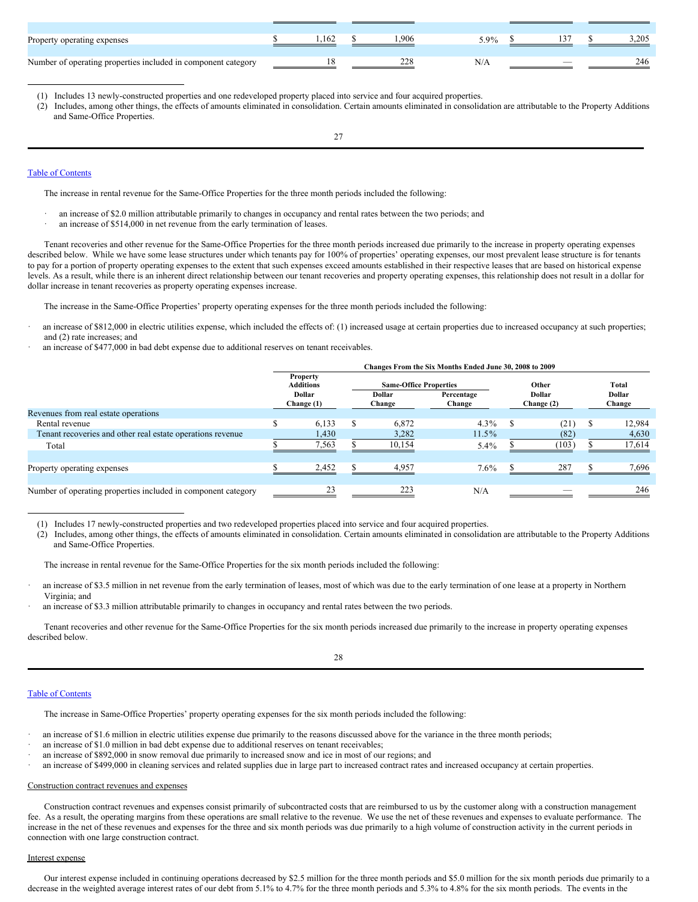| | Property Additions Dollar Change (1) | Same-Office Properties Dollar Change | Same-Office Properties Percentage Change | Other Dollar Change (2) | Total Dollar Change |
|---|---|---|---|---|---|
| Property operating expenses | $ 1,162 | $ 1,906 | 5.9% | $ 137 | $ 3,205 |
| Number of operating properties included in component category | 18 | 228 | N/A | — | 246 |

(1) Includes 13 newly-constructed properties and one redeveloped property placed into service and four acquired properties.

(2) Includes, among other things, the effects of amounts eliminated in consolidation. Certain amounts eliminated in consolidation are attributable to the Property Additions and Same-Office Properties.

Table of Contents

The increase in rental revenue for the Same-Office Properties for the three month periods included the following:

- an increase of $2.0 million attributable primarily to changes in occupancy and rental rates between the two periods; and
- an increase of $514,000 in net revenue from the early termination of leases.

Tenant recoveries and other revenue for the Same-Office Properties for the three month periods increased due primarily to the increase in property operating expenses described below. While we have some lease structures under which tenants pay for 100% of properties' operating expenses, our most prevalent lease structure is for tenants to pay for a portion of property operating expenses to the extent that such expenses exceed amounts established in their respective leases that are based on historical expense levels. As a result, while there is an inherent direct relationship between our tenant recoveries and property operating expenses, this relationship does not result in a dollar for dollar increase in tenant recoveries as property operating expenses increase.

The increase in the Same-Office Properties' property operating expenses for the three month periods included the following:

- an increase of $812,000 in electric utilities expense, which included the effects of: (1) increased usage at certain properties due to increased occupancy at such properties; and (2) rate increases; and
- an increase of $477,000 in bad debt expense due to additional reserves on tenant receivables.

| | Changes From the Six Months Ended June 30, 2008 to 2009 | | | | |
|---|---|---|---|---|---|
| | Property Additions | Same-Office Properties | | Other | Total |
| | Dollar Change (1) | Dollar Change | Percentage Change | Dollar Change (2) | Dollar Change |
| Revenues from real estate operations | | | | | |
| Rental revenue | $ 6,133 | $ 6,872 | 4.3% | $ (21) | $ 12,984 |
| Tenant recoveries and other real estate operations revenue | 1,430 | 3,282 | 11.5% | (82) | 4,630 |
| Total | $ 7,563 | $ 10,154 | 5.4% | $ (103) | $ 17,614 |
| Property operating expenses | $ 2,452 | $ 4,957 | 7.6% | $ 287 | $ 7,696 |
| Number of operating properties included in component category | 23 | 223 | N/A | — | 246 |

(1) Includes 17 newly-constructed properties and two redeveloped properties placed into service and four acquired properties.

(2) Includes, among other things, the effects of amounts eliminated in consolidation. Certain amounts eliminated in consolidation are attributable to the Property Additions and Same-Office Properties.

The increase in rental revenue for the Same-Office Properties for the six month periods included the following:

- an increase of $3.5 million in net revenue from the early termination of leases, most of which was due to the early termination of one lease at a property in Northern Virginia; and
- an increase of $3.3 million attributable primarily to changes in occupancy and rental rates between the two periods.

Tenant recoveries and other revenue for the Same-Office Properties for the six month periods increased due primarily to the increase in property operating expenses described below.

Table of Contents

The increase in Same-Office Properties' property operating expenses for the six month periods included the following:

- an increase of $1.6 million in electric utilities expense due primarily to the reasons discussed above for the variance in the three month periods;
- an increase of $1.0 million in bad debt expense due to additional reserves on tenant receivables;
- an increase of $892,000 in snow removal due primarily to increased snow and ice in most of our regions; and
- an increase of $499,000 in cleaning services and related supplies due in large part to increased contract rates and increased occupancy at certain properties.

Construction contract revenues and expenses

Construction contract revenues and expenses consist primarily of subcontracted costs that are reimbursed to us by the customer along with a construction management fee. As a result, the operating margins from these operations are small relative to the revenue. We use the net of these revenues and expenses to evaluate performance. The increase in the net of these revenues and expenses for the three and six month periods was due primarily to a high volume of construction activity in the current periods in connection with one large construction contract.

Interest expense

Our interest expense included in continuing operations decreased by $2.5 million for the three month periods and $5.0 million for the six month periods due primarily to a decrease in the weighted average interest rates of our debt from 5.1% to 4.7% for the three month periods and 5.3% to 4.8% for the six month periods. The events in the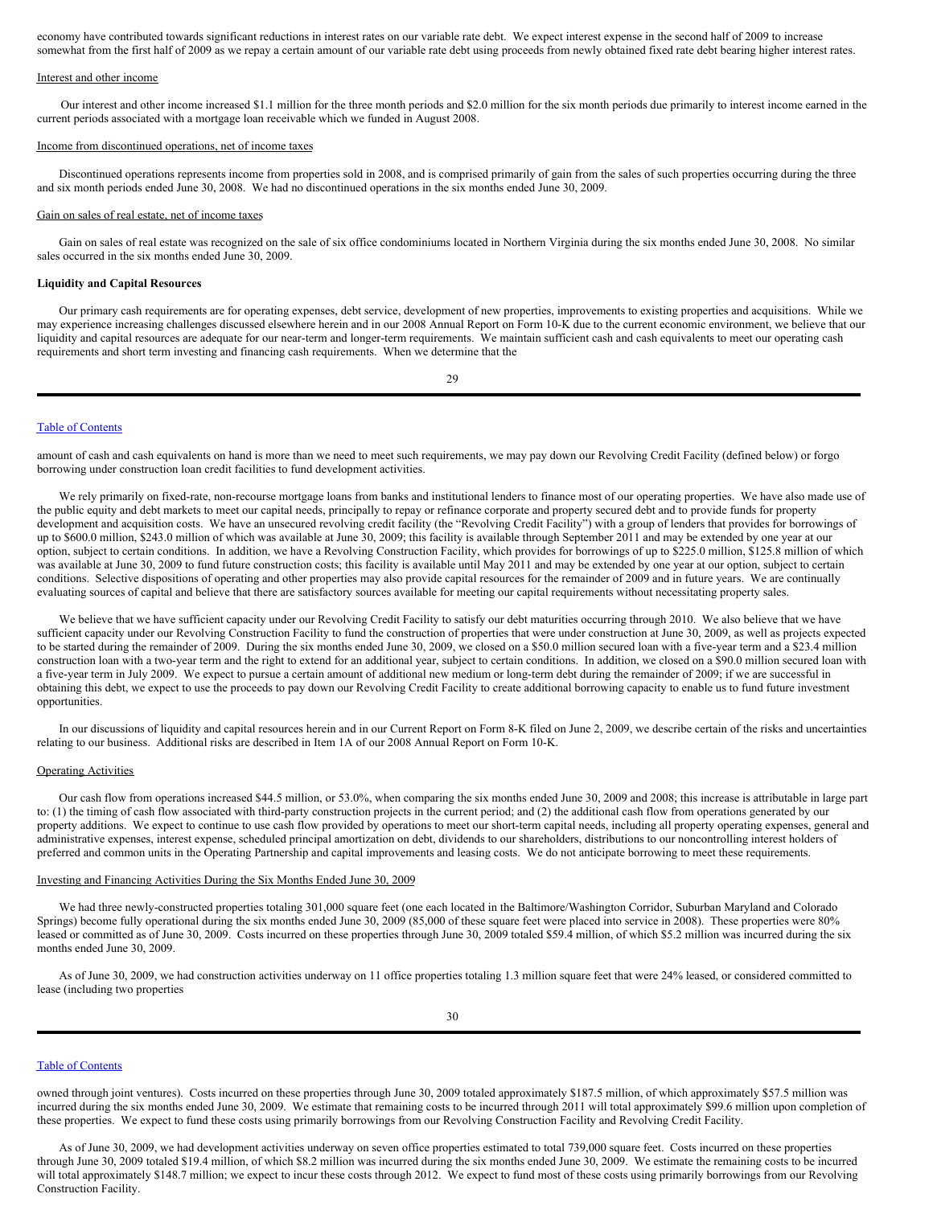economy have contributed towards significant reductions in interest rates on our variable rate debt. We expect interest expense in the second half of 2009 to increase somewhat from the first half of 2009 as we repay a certain amount of our variable rate debt using proceeds from newly obtained fixed rate debt bearing higher interest rates.

Interest and other income

Our interest and other income increased $1.1 million for the three month periods and $2.0 million for the six month periods due primarily to interest income earned in the current periods associated with a mortgage loan receivable which we funded in August 2008.

Income from discontinued operations, net of income taxes

Discontinued operations represents income from properties sold in 2008, and is comprised primarily of gain from the sales of such properties occurring during the three and six month periods ended June 30, 2008. We had no discontinued operations in the six months ended June 30, 2009.

Gain on sales of real estate, net of income taxes

Gain on sales of real estate was recognized on the sale of six office condominiums located in Northern Virginia during the six months ended June 30, 2008. No similar sales occurred in the six months ended June 30, 2009.

**Liquidity and Capital Resources**

Our primary cash requirements are for operating expenses, debt service, development of new properties, improvements to existing properties and acquisitions. While we may experience increasing challenges discussed elsewhere herein and in our 2008 Annual Report on Form 10-K due to the current economic environment, we believe that our liquidity and capital resources are adequate for our near-term and longer-term requirements. We maintain sufficient cash and cash equivalents to meet our operating cash requirements and short term investing and financing cash requirements. When we determine that the amount of cash and cash equivalents on hand is more than we need to meet such requirements, we may pay down our Revolving Credit Facility (defined below) or forgo borrowing under construction loan credit facilities to fund development activities.

We rely primarily on fixed-rate, non-recourse mortgage loans from banks and institutional lenders to finance most of our operating properties. We have also made use of the public equity and debt markets to meet our capital needs, principally to repay or refinance corporate and property secured debt and to provide funds for property development and acquisition costs. We have an unsecured revolving credit facility (the "Revolving Credit Facility") with a group of lenders that provides for borrowings of up to $600.0 million, $243.0 million of which was available at June 30, 2009; this facility is available through September 2011 and may be extended by one year at our option, subject to certain conditions. In addition, we have a Revolving Construction Facility, which provides for borrowings of up to $225.0 million, $125.8 million of which was available at June 30, 2009 to fund future construction costs; this facility is available until May 2011 and may be extended by one year at our option, subject to certain conditions. Selective dispositions of operating and other properties may also provide capital resources for the remainder of 2009 and in future years. We are continually evaluating sources of capital and believe that there are satisfactory sources available for meeting our capital requirements without necessitating property sales.

We believe that we have sufficient capacity under our Revolving Credit Facility to satisfy our debt maturities occurring through 2010. We also believe that we have sufficient capacity under our Revolving Construction Facility to fund the construction of properties that were under construction at June 30, 2009, as well as projects expected to be started during the remainder of 2009. During the six months ended June 30, 2009, we closed on a $50.0 million secured loan with a five-year term and a $23.4 million construction loan with a two-year term and the right to extend for an additional year, subject to certain conditions. In addition, we closed on a $90.0 million secured loan with a five-year term in July 2009. We expect to pursue a certain amount of additional new medium or long-term debt during the remainder of 2009; if we are successful in obtaining this debt, we expect to use the proceeds to pay down our Revolving Credit Facility to create additional borrowing capacity to enable us to fund future investment opportunities.

In our discussions of liquidity and capital resources herein and in our Current Report on Form 8-K filed on June 2, 2009, we describe certain of the risks and uncertainties relating to our business. Additional risks are described in Item 1A of our 2008 Annual Report on Form 10-K.

Operating Activities

Our cash flow from operations increased $44.5 million, or 53.0%, when comparing the six months ended June 30, 2009 and 2008; this increase is attributable in large part to: (1) the timing of cash flow associated with third-party construction projects in the current period; and (2) the additional cash flow from operations generated by our property additions. We expect to continue to use cash flow provided by operations to meet our short-term capital needs, including all property operating expenses, general and administrative expenses, interest expense, scheduled principal amortization on debt, dividends to our shareholders, distributions to our noncontrolling interest holders of preferred and common units in the Operating Partnership and capital improvements and leasing costs. We do not anticipate borrowing to meet these requirements.

Investing and Financing Activities During the Six Months Ended June 30, 2009

We had three newly-constructed properties totaling 301,000 square feet (one each located in the Baltimore/Washington Corridor, Suburban Maryland and Colorado Springs) become fully operational during the six months ended June 30, 2009 (85,000 of these square feet were placed into service in 2008). These properties were 80% leased or committed as of June 30, 2009. Costs incurred on these properties through June 30, 2009 totaled $59.4 million, of which $5.2 million was incurred during the six months ended June 30, 2009.

As of June 30, 2009, we had construction activities underway on 11 office properties totaling 1.3 million square feet that were 24% leased, or considered committed to lease (including two properties owned through joint ventures). Costs incurred on these properties through June 30, 2009 totaled approximately $187.5 million, of which approximately $57.5 million was incurred during the six months ended June 30, 2009. We estimate that remaining costs to be incurred through 2011 will total approximately $99.6 million upon completion of these properties. We expect to fund these costs using primarily borrowings from our Revolving Construction Facility and Revolving Credit Facility.

As of June 30, 2009, we had development activities underway on seven office properties estimated to total 739,000 square feet. Costs incurred on these properties through June 30, 2009 totaled $19.4 million, of which $8.2 million was incurred during the six months ended June 30, 2009. We estimate the remaining costs to be incurred will total approximately $148.7 million; we expect to incur these costs through 2012. We expect to fund most of these costs using primarily borrowings from our Revolving Construction Facility.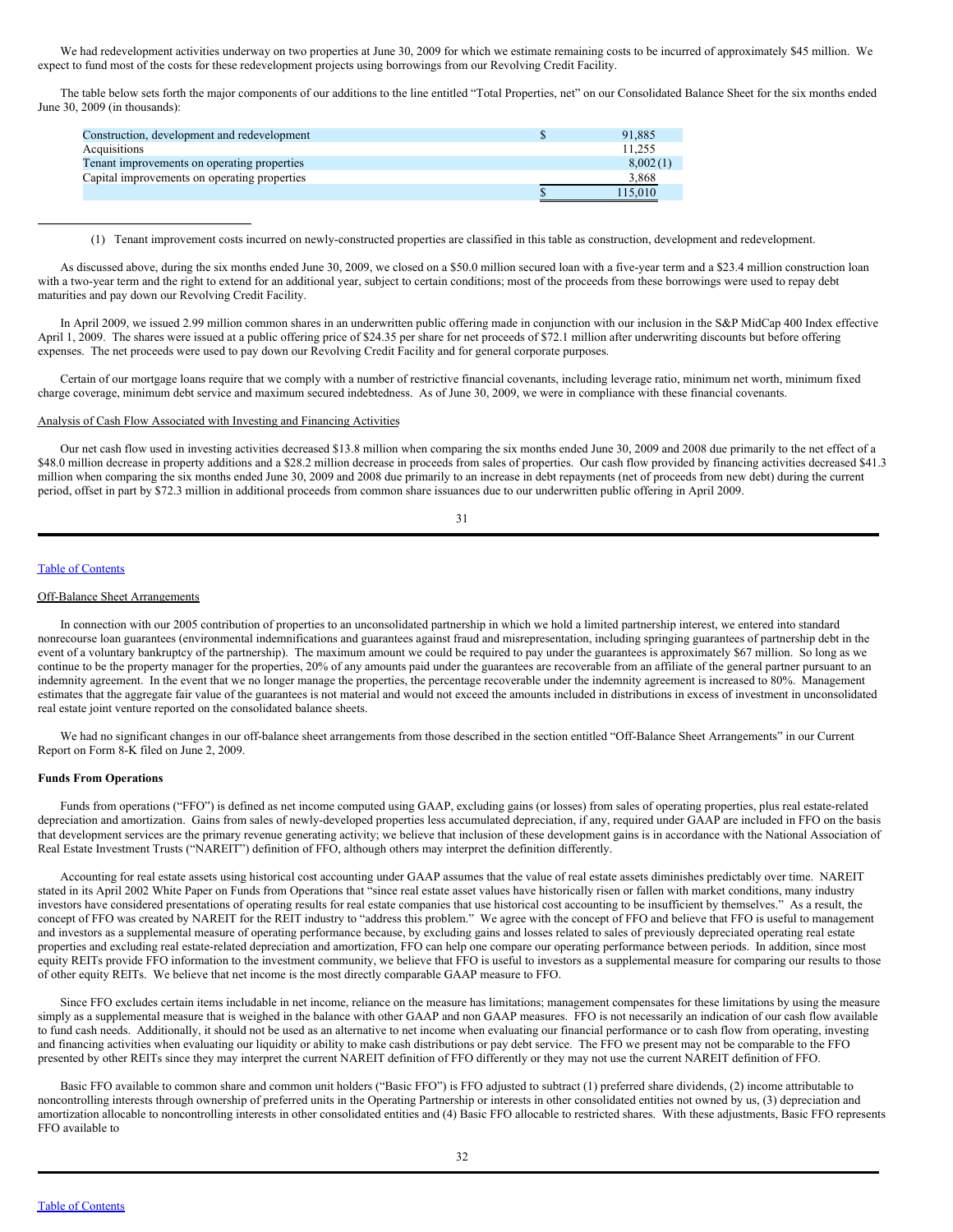We had redevelopment activities underway on two properties at June 30, 2009 for which we estimate remaining costs to be incurred of approximately $45 million. We expect to fund most of the costs for these redevelopment projects using borrowings from our Revolving Credit Facility.

The table below sets forth the major components of our additions to the line entitled "Total Properties, net" on our Consolidated Balance Sheet for the six months ended June 30, 2009 (in thousands):

| | |
|---|---|
| Construction, development and redevelopment | $ 91,885 |
| Acquisitions | 11,255 |
| Tenant improvements on operating properties | 8,002 (1) |
| Capital improvements on operating properties | 3,868 |
| | $ 115,010 |

(1) Tenant improvement costs incurred on newly-constructed properties are classified in this table as construction, development and redevelopment.

As discussed above, during the six months ended June 30, 2009, we closed on a $50.0 million secured loan with a five-year term and a $23.4 million construction loan with a two-year term and the right to extend for an additional year, subject to certain conditions; most of the proceeds from these borrowings were used to repay debt maturities and pay down our Revolving Credit Facility.

In April 2009, we issued 2.99 million common shares in an underwritten public offering made in conjunction with our inclusion in the S&P MidCap 400 Index effective April 1, 2009. The shares were issued at a public offering price of $24.35 per share for net proceeds of $72.1 million after underwriting discounts but before offering expenses. The net proceeds were used to pay down our Revolving Credit Facility and for general corporate purposes.

Certain of our mortgage loans require that we comply with a number of restrictive financial covenants, including leverage ratio, minimum net worth, minimum fixed charge coverage, minimum debt service and maximum secured indebtedness. As of June 30, 2009, we were in compliance with these financial covenants.

Analysis of Cash Flow Associated with Investing and Financing Activities

Our net cash flow used in investing activities decreased $13.8 million when comparing the six months ended June 30, 2009 and 2008 due primarily to the net effect of a $48.0 million decrease in property additions and a $28.2 million decrease in proceeds from sales of properties. Our cash flow provided by financing activities decreased $41.3 million when comparing the six months ended June 30, 2009 and 2008 due primarily to an increase in debt repayments (net of proceeds from new debt) during the current period, offset in part by $72.3 million in additional proceeds from common share issuances due to our underwritten public offering in April 2009.

Off-Balance Sheet Arrangements

In connection with our 2005 contribution of properties to an unconsolidated partnership in which we hold a limited partnership interest, we entered into standard nonrecourse loan guarantees (environmental indemnifications and guarantees against fraud and misrepresentation, including springing guarantees of partnership debt in the event of a voluntary bankruptcy of the partnership). The maximum amount we could be required to pay under the guarantees is approximately $67 million. So long as we continue to be the property manager for the properties, 20% of any amounts paid under the guarantees are recoverable from an affiliate of the general partner pursuant to an indemnity agreement. In the event that we no longer manage the properties, the percentage recoverable under the indemnity agreement is increased to 80%. Management estimates that the aggregate fair value of the guarantees is not material and would not exceed the amounts included in distributions in excess of investment in unconsolidated real estate joint venture reported on the consolidated balance sheets.

We had no significant changes in our off-balance sheet arrangements from those described in the section entitled "Off-Balance Sheet Arrangements" in our Current Report on Form 8-K filed on June 2, 2009.

**Funds From Operations**

Funds from operations ("FFO") is defined as net income computed using GAAP, excluding gains (or losses) from sales of operating properties, plus real estate-related depreciation and amortization. Gains from sales of newly-developed properties less accumulated depreciation, if any, required under GAAP are included in FFO on the basis that development services are the primary revenue generating activity; we believe that inclusion of these development gains is in accordance with the National Association of Real Estate Investment Trusts ("NAREIT") definition of FFO, although others may interpret the definition differently.

Accounting for real estate assets using historical cost accounting under GAAP assumes that the value of real estate assets diminishes predictably over time. NAREIT stated in its April 2002 White Paper on Funds from Operations that "since real estate asset values have historically risen or fallen with market conditions, many industry investors have considered presentations of operating results for real estate companies that use historical cost accounting to be insufficient by themselves." As a result, the concept of FFO was created by NAREIT for the REIT industry to "address this problem." We agree with the concept of FFO and believe that FFO is useful to management and investors as a supplemental measure of operating performance because, by excluding gains and losses related to sales of previously depreciated operating real estate properties and excluding real estate-related depreciation and amortization, FFO can help one compare our operating performance between periods. In addition, since most equity REITs provide FFO information to the investment community, we believe that FFO is useful to investors as a supplemental measure for comparing our results to those of other equity REITs. We believe that net income is the most directly comparable GAAP measure to FFO.

Since FFO excludes certain items includable in net income, reliance on the measure has limitations; management compensates for these limitations by using the measure simply as a supplemental measure that is weighed in the balance with other GAAP and non GAAP measures. FFO is not necessarily an indication of our cash flow available to fund cash needs. Additionally, it should not be used as an alternative to net income when evaluating our financial performance or to cash flow from operating, investing and financing activities when evaluating our liquidity or ability to make cash distributions or pay debt service. The FFO we present may not be comparable to the FFO presented by other REITs since they may interpret the current NAREIT definition of FFO differently or they may not use the current NAREIT definition of FFO.

Basic FFO available to common share and common unit holders ("Basic FFO") is FFO adjusted to subtract (1) preferred share dividends, (2) income attributable to noncontrolling interests through ownership of preferred units in the Operating Partnership or interests in other consolidated entities not owned by us, (3) depreciation and amortization allocable to noncontrolling interests in other consolidated entities and (4) Basic FFO allocable to restricted shares. With these adjustments, Basic FFO represents FFO available to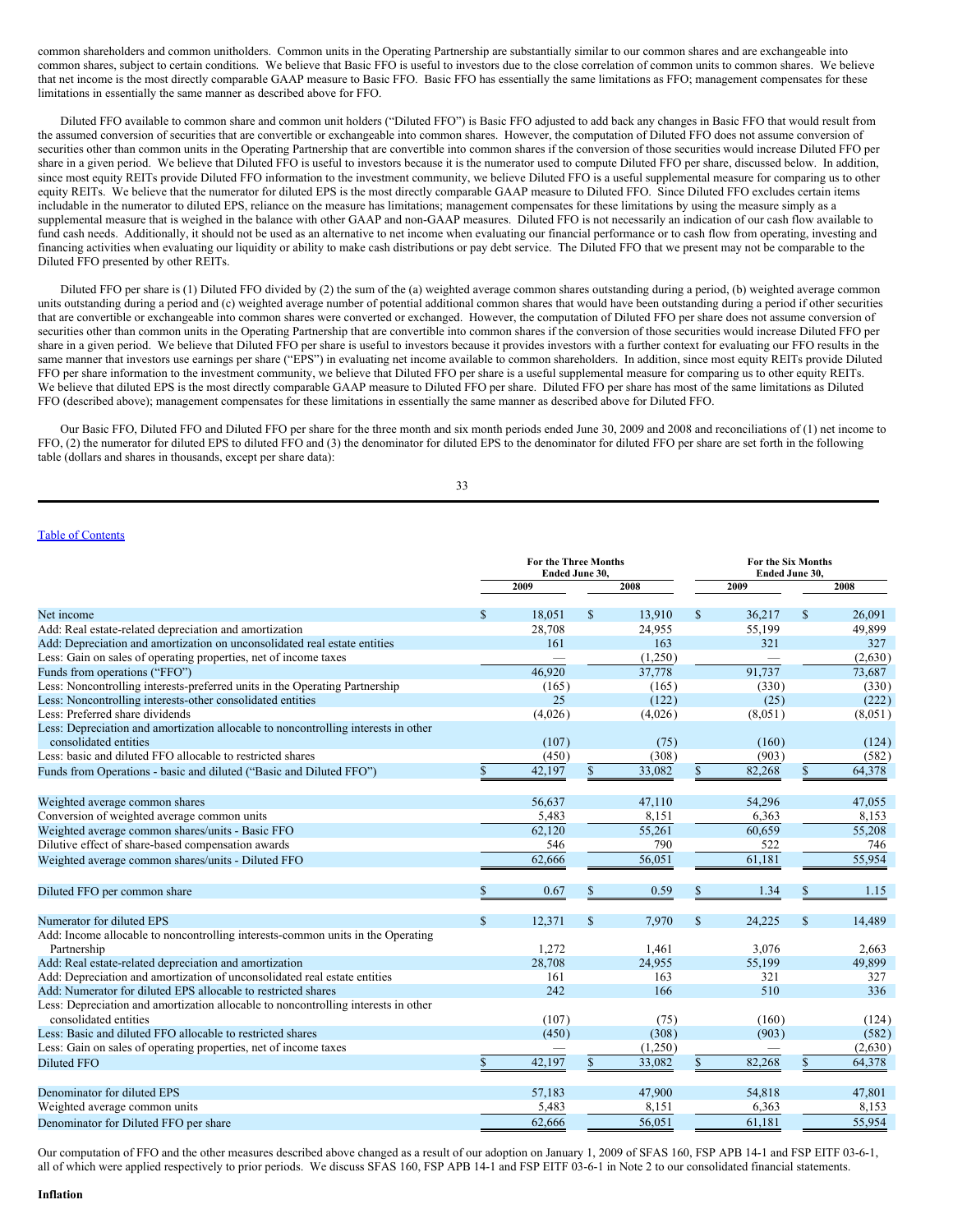common shareholders and common unitholders. Common units in the Operating Partnership are substantially similar to our common shares and are exchangeable into common shares, subject to certain conditions. We believe that Basic FFO is useful to investors due to the close correlation of common units to common shares. We believe that net income is the most directly comparable GAAP measure to Basic FFO. Basic FFO has essentially the same limitations as FFO; management compensates for these limitations in essentially the same manner as described above for FFO.

Diluted FFO available to common share and common unit holders ("Diluted FFO") is Basic FFO adjusted to add back any changes in Basic FFO that would result from the assumed conversion of securities that are convertible or exchangeable into common shares. However, the computation of Diluted FFO does not assume conversion of securities other than common units in the Operating Partnership that are convertible into common shares if the conversion of those securities would increase Diluted FFO per share in a given period. We believe that Diluted FFO is useful to investors because it is the numerator used to compute Diluted FFO per share, discussed below. In addition, since most equity REITs provide Diluted FFO information to the investment community, we believe Diluted FFO is a useful supplemental measure for comparing us to other equity REITs. We believe that the numerator for diluted EPS is the most directly comparable GAAP measure to Diluted FFO. Since Diluted FFO excludes certain items includable in the numerator to diluted EPS, reliance on the measure has limitations; management compensates for these limitations by using the measure simply as a supplemental measure that is weighed in the balance with other GAAP and non-GAAP measures. Diluted FFO is not necessarily an indication of our cash flow available to fund cash needs. Additionally, it should not be used as an alternative to net income when evaluating our financial performance or to cash flow from operating, investing and financing activities when evaluating our liquidity or ability to make cash distributions or pay debt service. The Diluted FFO that we present may not be comparable to the Diluted FFO presented by other REITs.

Diluted FFO per share is (1) Diluted FFO divided by (2) the sum of the (a) weighted average common shares outstanding during a period, (b) weighted average common units outstanding during a period and (c) weighted average number of potential additional common shares that would have been outstanding during a period if other securities that are convertible or exchangeable into common shares were converted or exchanged. However, the computation of Diluted FFO per share does not assume conversion of securities other than common units in the Operating Partnership that are convertible into common shares if the conversion of those securities would increase Diluted FFO per share in a given period. We believe that Diluted FFO per share is useful to investors because it provides investors with a further context for evaluating our FFO results in the same manner that investors use earnings per share ("EPS") in evaluating net income available to common shareholders. In addition, since most equity REITs provide Diluted FFO per share information to the investment community, we believe that Diluted FFO per share is a useful supplemental measure for comparing us to other equity REITs. We believe that diluted EPS is the most directly comparable GAAP measure to Diluted FFO per share. Diluted FFO per share has most of the same limitations as Diluted FFO (described above); management compensates for these limitations in essentially the same manner as described above for Diluted FFO.

Our Basic FFO, Diluted FFO and Diluted FFO per share for the three month and six month periods ended June 30, 2009 and 2008 and reconciliations of (1) net income to FFO, (2) the numerator for diluted EPS to diluted FFO and (3) the denominator for diluted EPS to the denominator for diluted FFO per share are set forth in the following table (dollars and shares in thousands, except per share data):

| | For the Three Months Ended June 30, | | For the Six Months Ended June 30, | |
|---|---|---|---|---|
| | 2009 | 2008 | 2009 | 2008 |
| Net income | $ 18,051 | $ 13,910 | $ 36,217 | $ 26,091 |
| Add: Real estate-related depreciation and amortization | 28,708 | 24,955 | 55,199 | 49,899 |
| Add: Depreciation and amortization on unconsolidated real estate entities | 161 | 163 | 321 | 327 |
| Less: Gain on sales of operating properties, net of income taxes | — | (1,250) | — | (2,630) |
| Funds from operations ("FFO") | 46,920 | 37,778 | 91,737 | 73,687 |
| Less: Noncontrolling interests-preferred units in the Operating Partnership | (165) | (165) | (330) | (330) |
| Less: Noncontrolling interests-other consolidated entities | 25 | (122) | (25) | (222) |
| Less: Preferred share dividends | (4,026) | (4,026) | (8,051) | (8,051) |
| Less: Depreciation and amortization allocable to noncontrolling interests in other consolidated entities | (107) | (75) | (160) | (124) |
| Less: basic and diluted FFO allocable to restricted shares | (450) | (308) | (903) | (582) |
| Funds from Operations - basic and diluted ("Basic and Diluted FFO") | $ 42,197 | $ 33,082 | $ 82,268 | $ 64,378 |
| | | | | |
| Weighted average common shares | 56,637 | 47,110 | 54,296 | 47,055 |
| Conversion of weighted average common units | 5,483 | 8,151 | 6,363 | 8,153 |
| Weighted average common shares/units - Basic FFO | 62,120 | 55,261 | 60,659 | 55,208 |
| Dilutive effect of share-based compensation awards | 546 | 790 | 522 | 746 |
| Weighted average common shares/units - Diluted FFO | 62,666 | 56,051 | 61,181 | 55,954 |
| | | | | |
| Diluted FFO per common share | $ 0.67 | $ 0.59 | $ 1.34 | $ 1.15 |
| | | | | |
| Numerator for diluted EPS | $ 12,371 | $ 7,970 | $ 24,225 | $ 14,489 |
| Add: Income allocable to noncontrolling interests-common units in the Operating Partnership | 1,272 | 1,461 | 3,076 | 2,663 |
| Add: Real estate-related depreciation and amortization | 28,708 | 24,955 | 55,199 | 49,899 |
| Add: Depreciation and amortization of unconsolidated real estate entities | 161 | 163 | 321 | 327 |
| Add: Numerator for diluted EPS allocable to restricted shares | 242 | 166 | 510 | 336 |
| Less: Depreciation and amortization allocable to noncontrolling interests in other consolidated entities | (107) | (75) | (160) | (124) |
| Less: Basic and diluted FFO allocable to restricted shares | (450) | (308) | (903) | (582) |
| Less: Gain on sales of operating properties, net of income taxes | — | (1,250) | — | (2,630) |
| Diluted FFO | $ 42,197 | $ 33,082 | $ 82,268 | $ 64,378 |
| | | | | |
| Denominator for diluted EPS | 57,183 | 47,900 | 54,818 | 47,801 |
| Weighted average common units | 5,483 | 8,151 | 6,363 | 8,153 |
| Denominator for Diluted FFO per share | 62,666 | 56,051 | 61,181 | 55,954 |

Our computation of FFO and the other measures described above changed as a result of our adoption on January 1, 2009 of SFAS 160, FSP APB 14-1 and FSP EITF 03-6-1, all of which were applied respectively to prior periods. We discuss SFAS 160, FSP APB 14-1 and FSP EITF 03-6-1 in Note 2 to our consolidated financial statements.

**Inflation**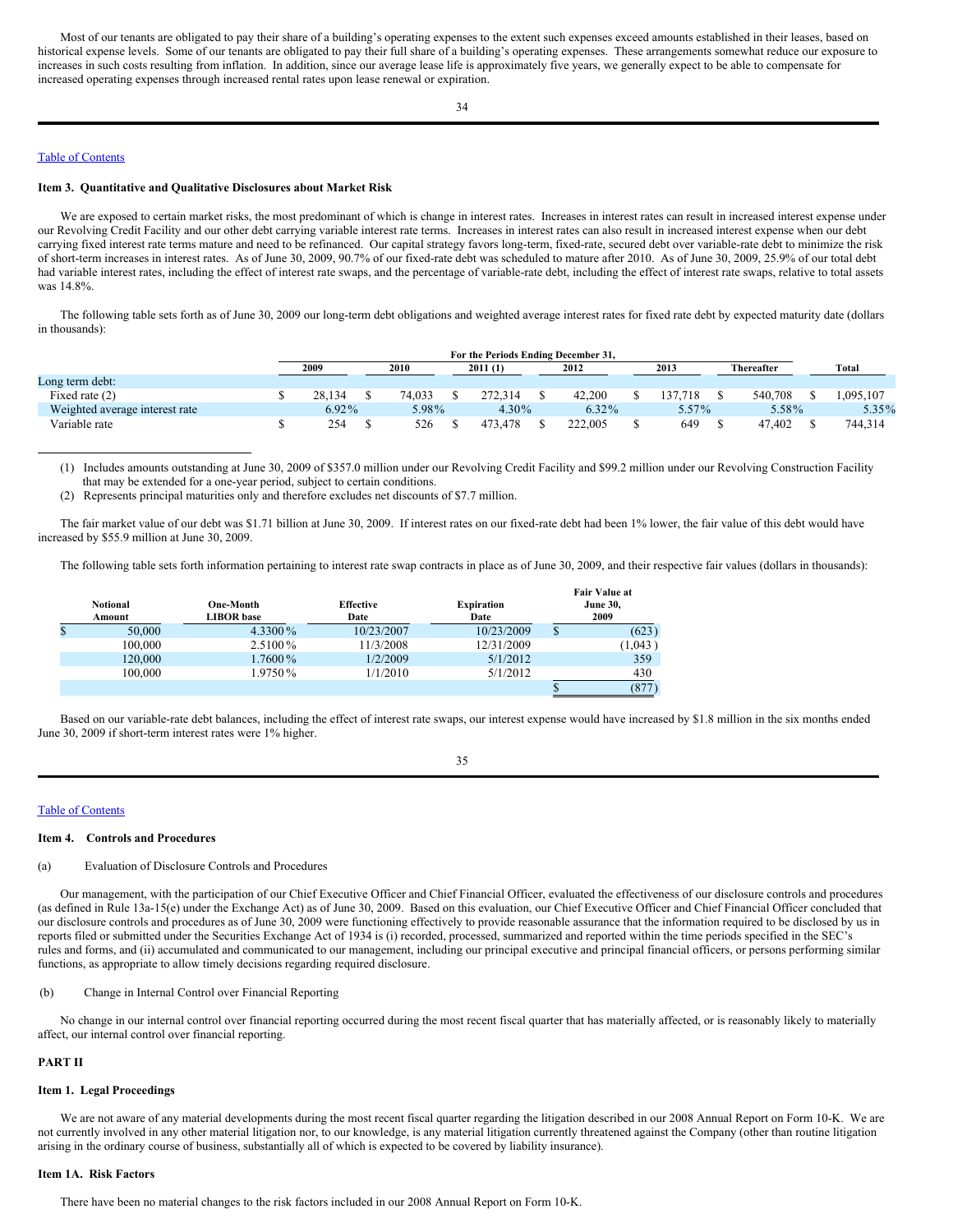Most of our tenants are obligated to pay their share of a building's operating expenses to the extent such expenses exceed amounts established in their leases, based on historical expense levels. Some of our tenants are obligated to pay their full share of a building's operating expenses. These arrangements somewhat reduce our exposure to increases in such costs resulting from inflation. In addition, since our average lease life is approximately five years, we generally expect to be able to compensate for increased operating expenses through increased rental rates upon lease renewal or expiration.

### Item 3. Quantitative and Qualitative Disclosures about Market Risk

We are exposed to certain market risks, the most predominant of which is change in interest rates. Increases in interest rates can result in increased interest expense under our Revolving Credit Facility and our other debt carrying variable interest rate terms. Increases in interest rates can also result in increased interest expense when our debt carrying fixed interest rate terms mature and need to be refinanced. Our capital strategy favors long-term, fixed-rate, secured debt over variable-rate debt to minimize the risk of short-term increases in interest rates. As of June 30, 2009, 90.7% of our fixed-rate debt was scheduled to mature after 2010. As of June 30, 2009, 25.9% of our total debt had variable interest rates, including the effect of interest rate swaps, and the percentage of variable-rate debt, including the effect of interest rate swaps, relative to total assets was 14.8%.

The following table sets forth as of June 30, 2009 our long-term debt obligations and weighted average interest rates for fixed rate debt by expected maturity date (dollars in thousands):

| | For the Periods Ending December 31, | | | | | | |
|---|---|---|---|---|---|---|---|
| | 2009 | 2010 | 2011 (1) | 2012 | 2013 | Thereafter | Total |
| Long term debt: | | | | | | | |
| Fixed rate (2) | $ 28,134 | $ 74,033 | $ 272,314 | $ 42,200 | $ 137,718 | $ 540,708 | $ 1,095,107 |
| Weighted average interest rate | 6.92% | 5.98% | 4.30% | 6.32% | 5.57% | 5.58% | 5.35% |
| Variable rate | $ 254 | $ 526 | $ 473,478 | $ 222,005 | $ 649 | $ 47,402 | $ 744,314 |

(1) Includes amounts outstanding at June 30, 2009 of $357.0 million under our Revolving Credit Facility and $99.2 million under our Revolving Construction Facility that may be extended for a one-year period, subject to certain conditions.

(2) Represents principal maturities only and therefore excludes net discounts of $7.7 million.

The fair market value of our debt was $1.71 billion at June 30, 2009. If interest rates on our fixed-rate debt had been 1% lower, the fair value of this debt would have increased by $55.9 million at June 30, 2009.

The following table sets forth information pertaining to interest rate swap contracts in place as of June 30, 2009, and their respective fair values (dollars in thousands):

| Notional Amount | One-Month LIBOR base | Effective Date | Expiration Date | Fair Value at June 30, 2009 |
|---|---|---|---|---|
| $ 50,000 | 4.3300% | 10/23/2007 | 10/23/2009 | $ (623) |
| 100,000 | 2.5100% | 11/3/2008 | 12/31/2009 | (1,043) |
| 120,000 | 1.7600% | 1/2/2009 | 5/1/2012 | 359 |
| 100,000 | 1.9750% | 1/1/2010 | 5/1/2012 | 430 |
| | | | | $ (877) |

Based on our variable-rate debt balances, including the effect of interest rate swaps, our interest expense would have increased by $1.8 million in the six months ended June 30, 2009 if short-term interest rates were 1% higher.

### Item 4. Controls and Procedures

(a) Evaluation of Disclosure Controls and Procedures

Our management, with the participation of our Chief Executive Officer and Chief Financial Officer, evaluated the effectiveness of our disclosure controls and procedures (as defined in Rule 13a-15(e) under the Exchange Act) as of June 30, 2009. Based on this evaluation, our Chief Executive Officer and Chief Financial Officer concluded that our disclosure controls and procedures as of June 30, 2009 were functioning effectively to provide reasonable assurance that the information required to be disclosed by us in reports filed or submitted under the Securities Exchange Act of 1934 is (i) recorded, processed, summarized and reported within the time periods specified in the SEC's rules and forms, and (ii) accumulated and communicated to our management, including our principal executive and principal financial officers, or persons performing similar functions, as appropriate to allow timely decisions regarding required disclosure.

(b) Change in Internal Control over Financial Reporting

No change in our internal control over financial reporting occurred during the most recent fiscal quarter that has materially affected, or is reasonably likely to materially affect, our internal control over financial reporting.

## PART II

### Item 1. Legal Proceedings

We are not aware of any material developments during the most recent fiscal quarter regarding the litigation described in our 2008 Annual Report on Form 10-K. We are not currently involved in any other material litigation nor, to our knowledge, is any material litigation currently threatened against the Company (other than routine litigation arising in the ordinary course of business, substantially all of which is expected to be covered by liability insurance).

### Item 1A. Risk Factors

There have been no material changes to the risk factors included in our 2008 Annual Report on Form 10-K.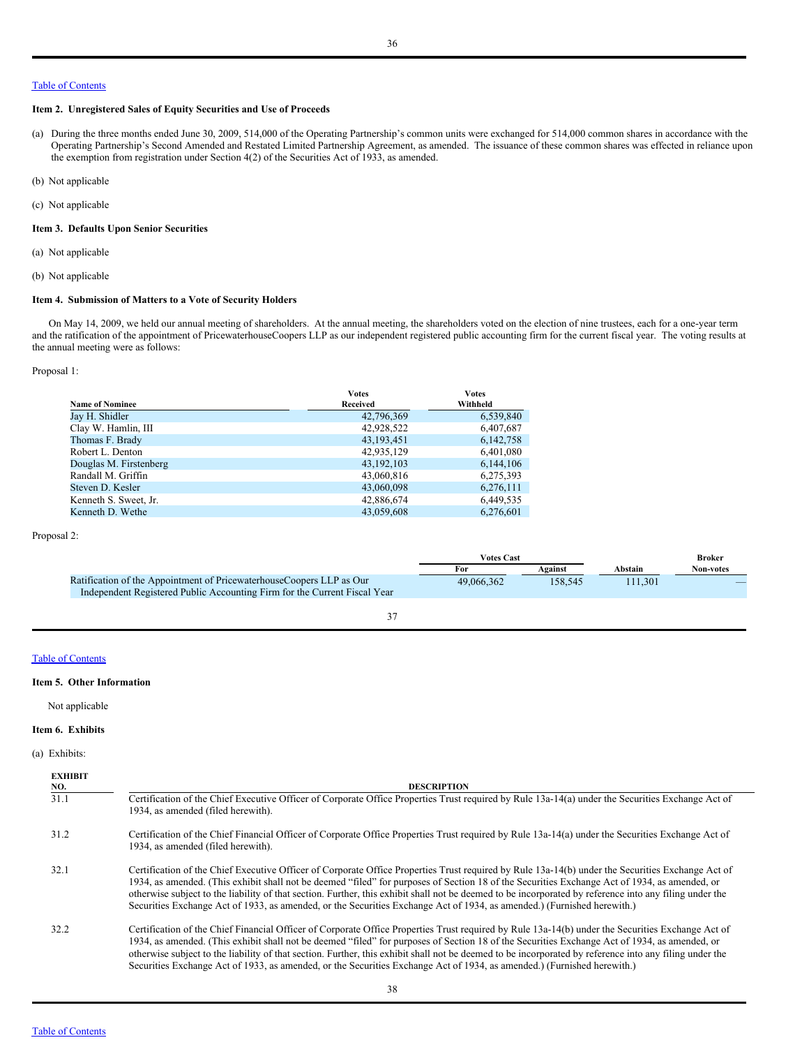Table of Contents

### Item 2. Unregistered Sales of Equity Securities and Use of Proceeds

(a) During the three months ended June 30, 2009, 514,000 of the Operating Partnership's common units were exchanged for 514,000 common shares in accordance with the Operating Partnership's Second Amended and Restated Limited Partnership Agreement, as amended. The issuance of these common shares was effected in reliance upon the exemption from registration under Section 4(2) of the Securities Act of 1933, as amended.

(b) Not applicable

(c) Not applicable

### Item 3. Defaults Upon Senior Securities

(a) Not applicable

(b) Not applicable

### Item 4. Submission of Matters to a Vote of Security Holders

On May 14, 2009, we held our annual meeting of shareholders. At the annual meeting, the shareholders voted on the election of nine trustees, each for a one-year term and the ratification of the appointment of PricewaterhouseCoopers LLP as our independent registered public accounting firm for the current fiscal year. The voting results at the annual meeting were as follows:

Proposal 1:

| Name of Nominee | Votes Received | Votes Withheld |
|---|---|---|
| Jay H. Shidler | 42,796,369 | 6,539,840 |
| Clay W. Hamlin, III | 42,928,522 | 6,407,687 |
| Thomas F. Brady | 43,193,451 | 6,142,758 |
| Robert L. Denton | 42,935,129 | 6,401,080 |
| Douglas M. Firstenberg | 43,192,103 | 6,144,106 |
| Randall M. Griffin | 43,060,816 | 6,275,393 |
| Steven D. Kesler | 43,060,098 | 6,276,111 |
| Kenneth S. Sweet, Jr. | 42,886,674 | 6,449,535 |
| Kenneth D. Wethe | 43,059,608 | 6,276,601 |

Proposal 2:

| | Votes Cast | | | Broker |
|---|---|---|---|---|
| | For | Against | Abstain | Non-votes |
| Ratification of the Appointment of PricewaterhouseCoopers LLP as Our Independent Registered Public Accounting Firm for the Current Fiscal Year | 49,066,362 | 158,545 | 111,301 | — |

Table of Contents

### Item 5. Other Information

Not applicable

### Item 6. Exhibits

(a) Exhibits:

| EXHIBIT NO. | DESCRIPTION |
|---|---|
| 31.1 | Certification of the Chief Executive Officer of Corporate Office Properties Trust required by Rule 13a-14(a) under the Securities Exchange Act of 1934, as amended (filed herewith). |
| 31.2 | Certification of the Chief Financial Officer of Corporate Office Properties Trust required by Rule 13a-14(a) under the Securities Exchange Act of 1934, as amended (filed herewith). |
| 32.1 | Certification of the Chief Executive Officer of Corporate Office Properties Trust required by Rule 13a-14(b) under the Securities Exchange Act of 1934, as amended. (This exhibit shall not be deemed "filed" for purposes of Section 18 of the Securities Exchange Act of 1934, as amended, or otherwise subject to the liability of that section. Further, this exhibit shall not be deemed to be incorporated by reference into any filing under the Securities Exchange Act of 1933, as amended, or the Securities Exchange Act of 1934, as amended.) (Furnished herewith.) |
| 32.2 | Certification of the Chief Financial Officer of Corporate Office Properties Trust required by Rule 13a-14(b) under the Securities Exchange Act of 1934, as amended. (This exhibit shall not be deemed "filed" for purposes of Section 18 of the Securities Exchange Act of 1934, as amended, or otherwise subject to the liability of that section. Further, this exhibit shall not be deemed to be incorporated by reference into any filing under the Securities Exchange Act of 1933, as amended, or the Securities Exchange Act of 1934, as amended.) (Furnished herewith.) |

Table of Contents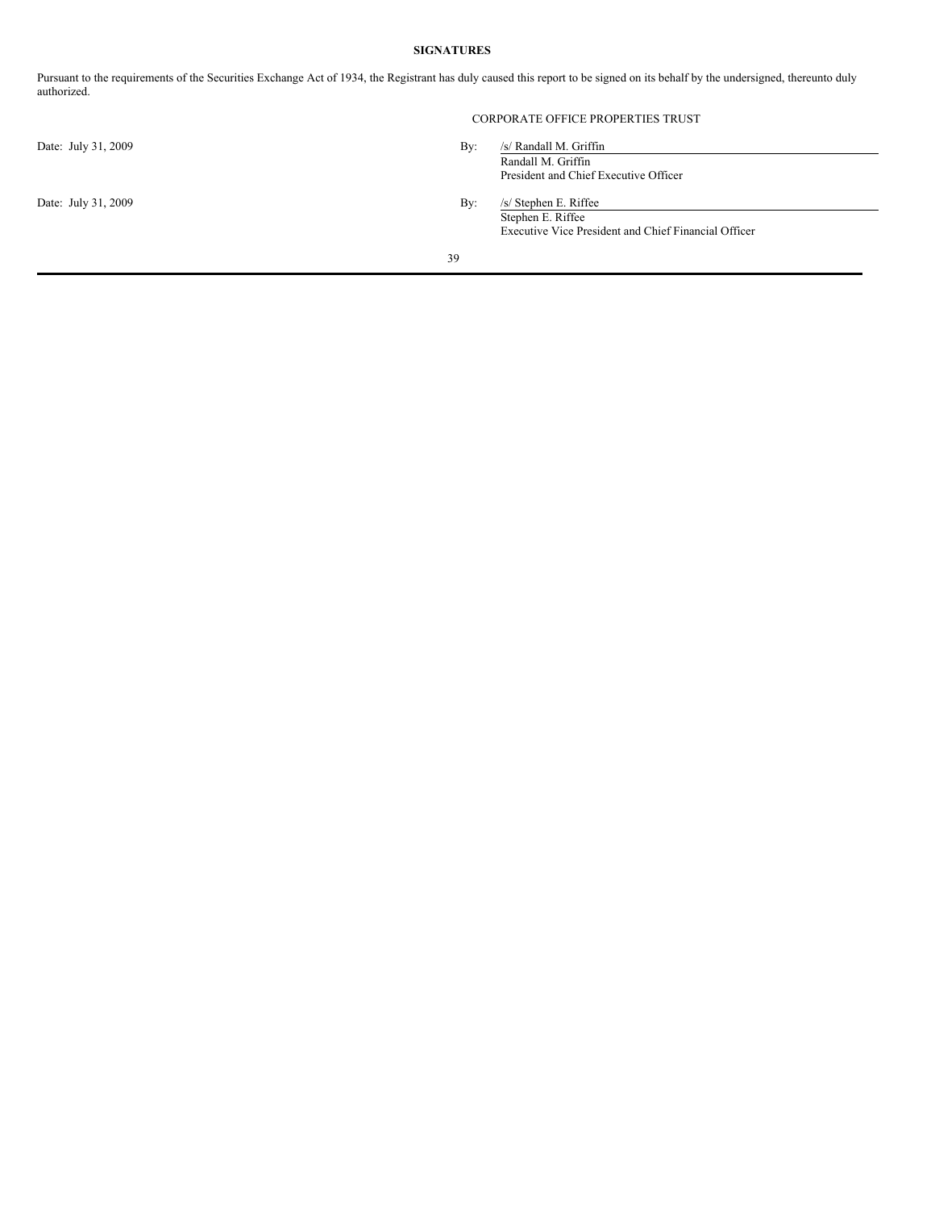**SIGNATURES**

Pursuant to the requirements of the Securities Exchange Act of 1934, the Registrant has duly caused this report to be signed on its behalf by the undersigned, thereunto duly authorized.

CORPORATE OFFICE PROPERTIES TRUST

| | | |
|---|---|---|
| Date: July 31, 2009 | By: | /s/ Randall M. Griffin<br>Randall M. Griffin<br>President and Chief Executive Officer |
| Date: July 31, 2009 | By: | /s/ Stephen E. Riffee<br>Stephen E. Riffee<br>Executive Vice President and Chief Financial Officer |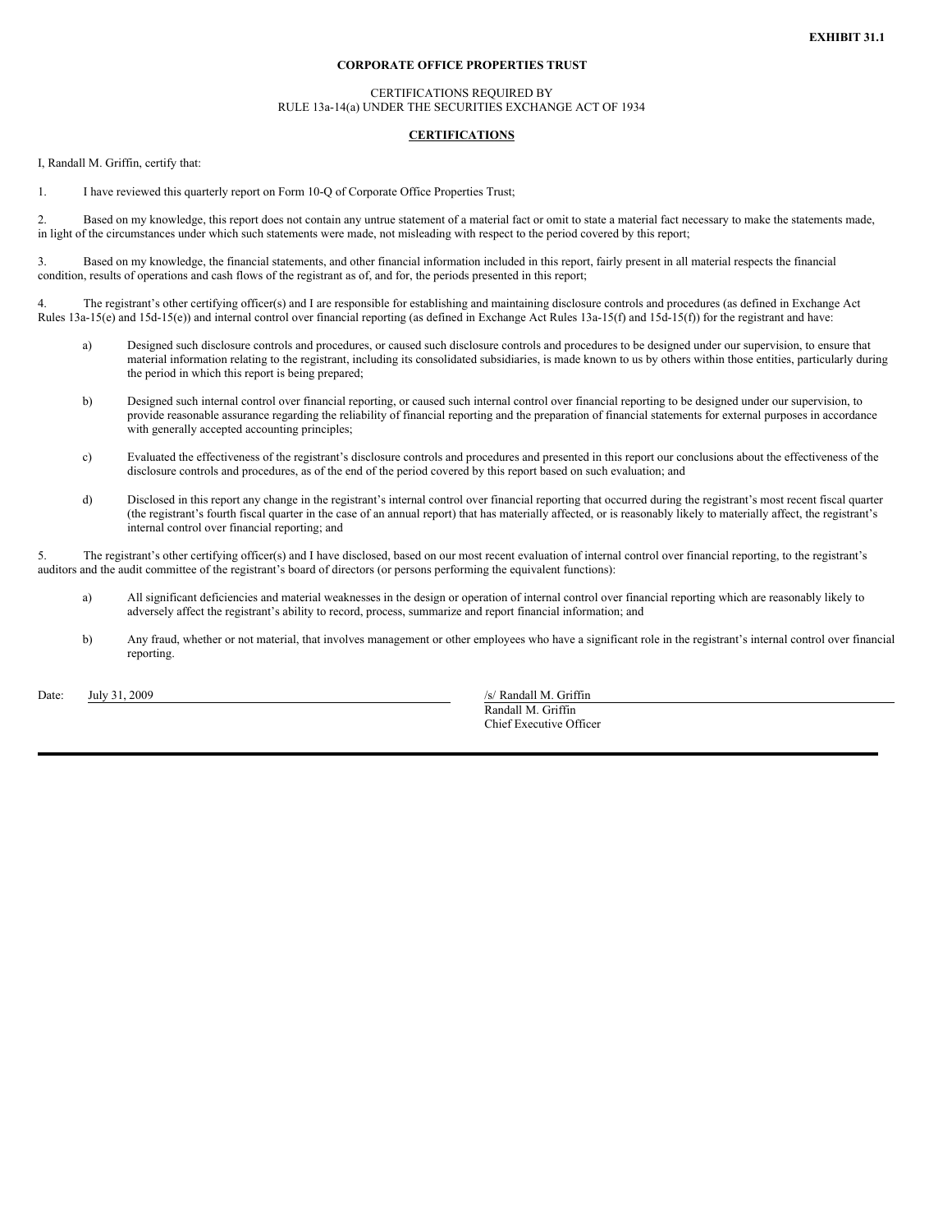**EXHIBIT 31.1**

**CORPORATE OFFICE PROPERTIES TRUST**

CERTIFICATIONS REQUIRED BY
RULE 13a-14(a) UNDER THE SECURITIES EXCHANGE ACT OF 1934

**CERTIFICATIONS**

I, Randall M. Griffin, certify that:

1. I have reviewed this quarterly report on Form 10-Q of Corporate Office Properties Trust;

2. Based on my knowledge, this report does not contain any untrue statement of a material fact or omit to state a material fact necessary to make the statements made, in light of the circumstances under which such statements were made, not misleading with respect to the period covered by this report;

3. Based on my knowledge, the financial statements, and other financial information included in this report, fairly present in all material respects the financial condition, results of operations and cash flows of the registrant as of, and for, the periods presented in this report;

4. The registrant's other certifying officer(s) and I are responsible for establishing and maintaining disclosure controls and procedures (as defined in Exchange Act Rules 13a-15(e) and 15d-15(e)) and internal control over financial reporting (as defined in Exchange Act Rules 13a-15(f) and 15d-15(f)) for the registrant and have:

   a) Designed such disclosure controls and procedures, or caused such disclosure controls and procedures to be designed under our supervision, to ensure that material information relating to the registrant, including its consolidated subsidiaries, is made known to us by others within those entities, particularly during the period in which this report is being prepared;

   b) Designed such internal control over financial reporting, or caused such internal control over financial reporting to be designed under our supervision, to provide reasonable assurance regarding the reliability of financial reporting and the preparation of financial statements for external purposes in accordance with generally accepted accounting principles;

   c) Evaluated the effectiveness of the registrant's disclosure controls and procedures and presented in this report our conclusions about the effectiveness of the disclosure controls and procedures, as of the end of the period covered by this report based on such evaluation; and

   d) Disclosed in this report any change in the registrant's internal control over financial reporting that occurred during the registrant's most recent fiscal quarter (the registrant's fourth fiscal quarter in the case of an annual report) that has materially affected, or is reasonably likely to materially affect, the registrant's internal control over financial reporting; and

5. The registrant's other certifying officer(s) and I have disclosed, based on our most recent evaluation of internal control over financial reporting, to the registrant's auditors and the audit committee of the registrant's board of directors (or persons performing the equivalent functions):

   a) All significant deficiencies and material weaknesses in the design or operation of internal control over financial reporting which are reasonably likely to adversely affect the registrant's ability to record, process, summarize and report financial information; and

   b) Any fraud, whether or not material, that involves management or other employees who have a significant role in the registrant's internal control over financial reporting.

Date: July 31, 2009

/s/ Randall M. Griffin
Randall M. Griffin
Chief Executive Officer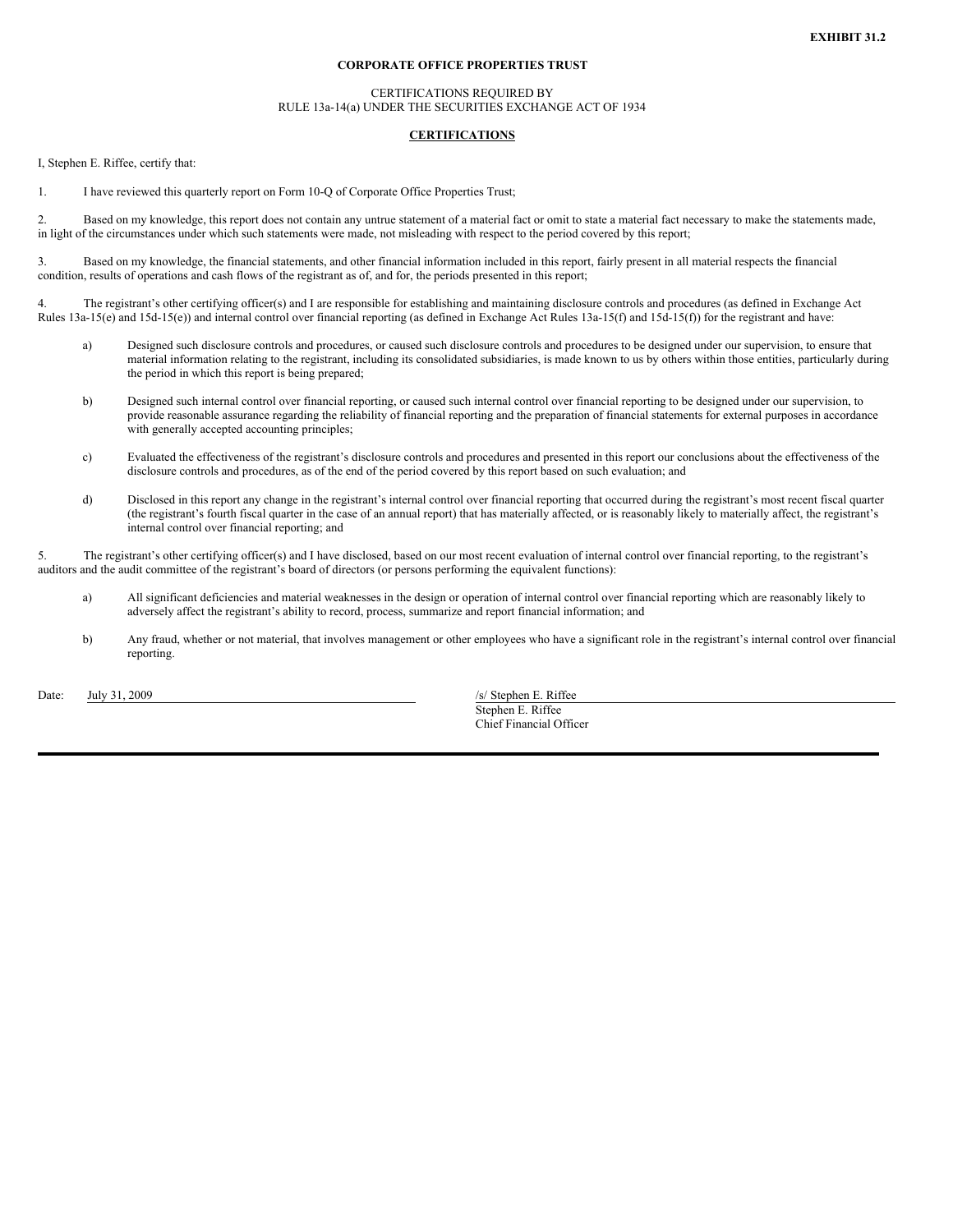**EXHIBIT 31.2**

**CORPORATE OFFICE PROPERTIES TRUST**

CERTIFICATIONS REQUIRED BY
RULE 13a-14(a) UNDER THE SECURITIES EXCHANGE ACT OF 1934

**CERTIFICATIONS**

I, Stephen E. Riffee, certify that:

1. I have reviewed this quarterly report on Form 10-Q of Corporate Office Properties Trust;

2. Based on my knowledge, this report does not contain any untrue statement of a material fact or omit to state a material fact necessary to make the statements made, in light of the circumstances under which such statements were made, not misleading with respect to the period covered by this report;

3. Based on my knowledge, the financial statements, and other financial information included in this report, fairly present in all material respects the financial condition, results of operations and cash flows of the registrant as of, and for, the periods presented in this report;

4. The registrant's other certifying officer(s) and I are responsible for establishing and maintaining disclosure controls and procedures (as defined in Exchange Act Rules 13a-15(e) and 15d-15(e)) and internal control over financial reporting (as defined in Exchange Act Rules 13a-15(f) and 15d-15(f)) for the registrant and have:

   a) Designed such disclosure controls and procedures, or caused such disclosure controls and procedures to be designed under our supervision, to ensure that material information relating to the registrant, including its consolidated subsidiaries, is made known to us by others within those entities, particularly during the period in which this report is being prepared;

   b) Designed such internal control over financial reporting, or caused such internal control over financial reporting to be designed under our supervision, to provide reasonable assurance regarding the reliability of financial reporting and the preparation of financial statements for external purposes in accordance with generally accepted accounting principles;

   c) Evaluated the effectiveness of the registrant's disclosure controls and procedures and presented in this report our conclusions about the effectiveness of the disclosure controls and procedures, as of the end of the period covered by this report based on such evaluation; and

   d) Disclosed in this report any change in the registrant's internal control over financial reporting that occurred during the registrant's most recent fiscal quarter (the registrant's fourth fiscal quarter in the case of an annual report) that has materially affected, or is reasonably likely to materially affect, the registrant's internal control over financial reporting; and

5. The registrant's other certifying officer(s) and I have disclosed, based on our most recent evaluation of internal control over financial reporting, to the registrant's auditors and the audit committee of the registrant's board of directors (or persons performing the equivalent functions):

   a) All significant deficiencies and material weaknesses in the design or operation of internal control over financial reporting which are reasonably likely to adversely affect the registrant's ability to record, process, summarize and report financial information; and

   b) Any fraud, whether or not material, that involves management or other employees who have a significant role in the registrant's internal control over financial reporting.

Date: July 31, 2009

/s/ Stephen E. Riffee
Stephen E. Riffee
Chief Financial Officer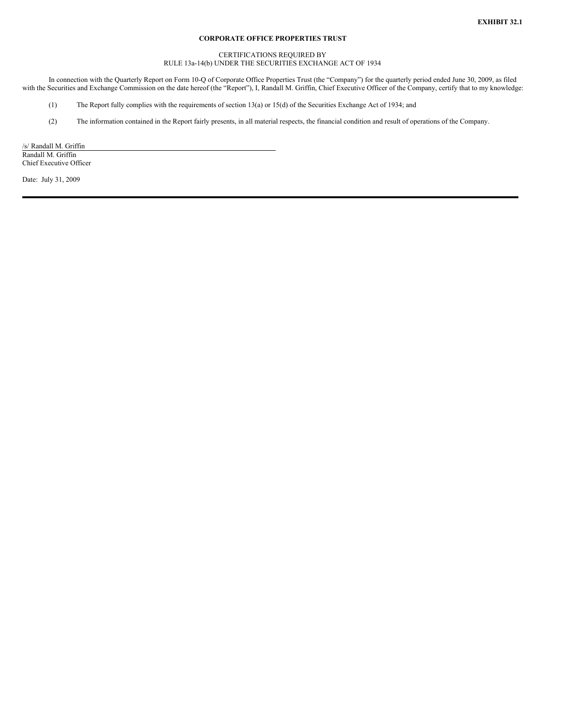**EXHIBIT 32.1**

**CORPORATE OFFICE PROPERTIES TRUST**

CERTIFICATIONS REQUIRED BY
RULE 13a-14(b) UNDER THE SECURITIES EXCHANGE ACT OF 1934

In connection with the Quarterly Report on Form 10-Q of Corporate Office Properties Trust (the "Company") for the quarterly period ended June 30, 2009, as filed with the Securities and Exchange Commission on the date hereof (the "Report"), I, Randall M. Griffin, Chief Executive Officer of the Company, certify that to my knowledge:

(1) The Report fully complies with the requirements of section 13(a) or 15(d) of the Securities Exchange Act of 1934; and

(2) The information contained in the Report fairly presents, in all material respects, the financial condition and result of operations of the Company.

/s/ Randall M. Griffin
Randall M. Griffin
Chief Executive Officer

Date: July 31, 2009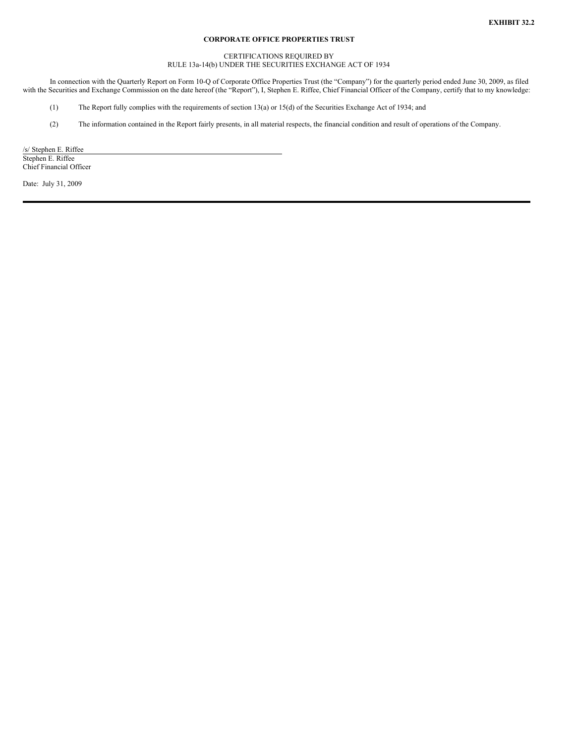**EXHIBIT 32.2**

**CORPORATE OFFICE PROPERTIES TRUST**

CERTIFICATIONS REQUIRED BY
RULE 13a-14(b) UNDER THE SECURITIES EXCHANGE ACT OF 1934

In connection with the Quarterly Report on Form 10-Q of Corporate Office Properties Trust (the "Company") for the quarterly period ended June 30, 2009, as filed with the Securities and Exchange Commission on the date hereof (the "Report"), I, Stephen E. Riffee, Chief Financial Officer of the Company, certify that to my knowledge:

(1) The Report fully complies with the requirements of section 13(a) or 15(d) of the Securities Exchange Act of 1934; and

(2) The information contained in the Report fairly presents, in all material respects, the financial condition and result of operations of the Company.

/s/ Stephen E. Riffee
Stephen E. Riffee
Chief Financial Officer

Date: July 31, 2009